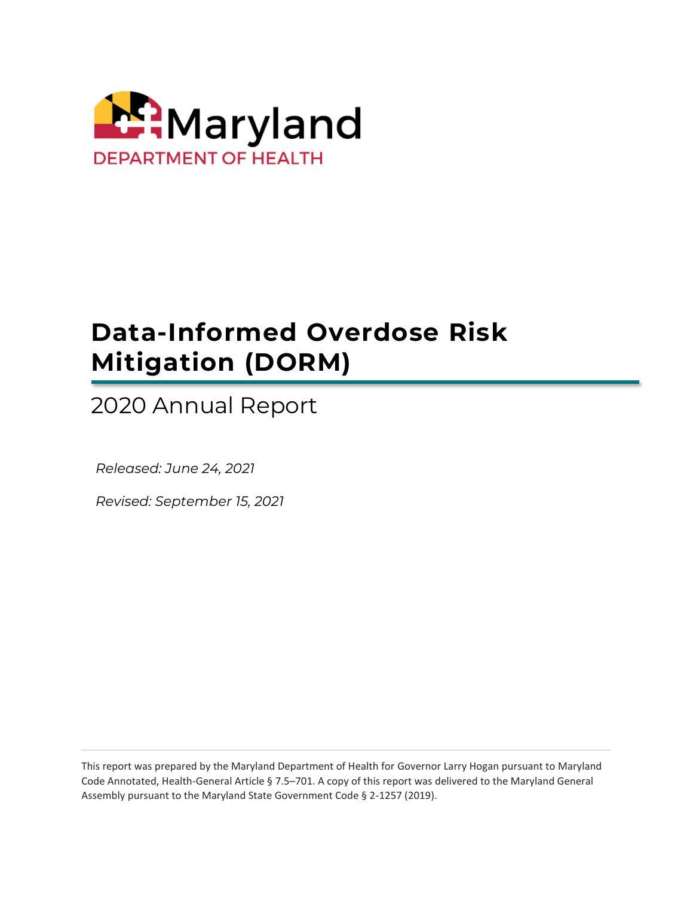Maryland

DEPARTMENT OF HEALTH

# Data-Informed Overdose Risk Mitigation (DORM)

## 2020 Annual Report

*Released: June 24, 2021*

*Revised: September 15, 2021*

This report was prepared by the Maryland Department of Health for Governor Larry Hogan pursuant to Maryland Code Annotated, Health-General Article § 7.5–701. A copy of this report was delivered to the Maryland General Assembly pursuant to the Maryland State Government Code § 2-1257 (2019).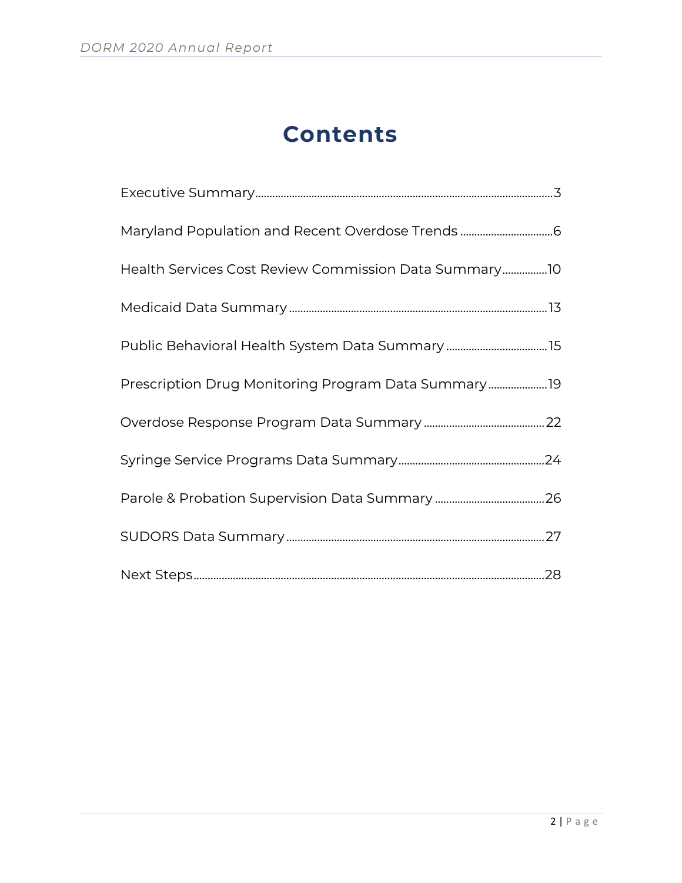# Contents

Executive Summary.....3

Maryland Population and Recent Overdose Trends.....6

Health Services Cost Review Commission Data Summary.....10

Medicaid Data Summary.....13

Public Behavioral Health System Data Summary.....15

Prescription Drug Monitoring Program Data Summary.....19

Overdose Response Program Data Summary.....22

Syringe Service Programs Data Summary.....24

Parole & Probation Supervision Data Summary.....26

SUDORS Data Summary.....27

Next Steps.....28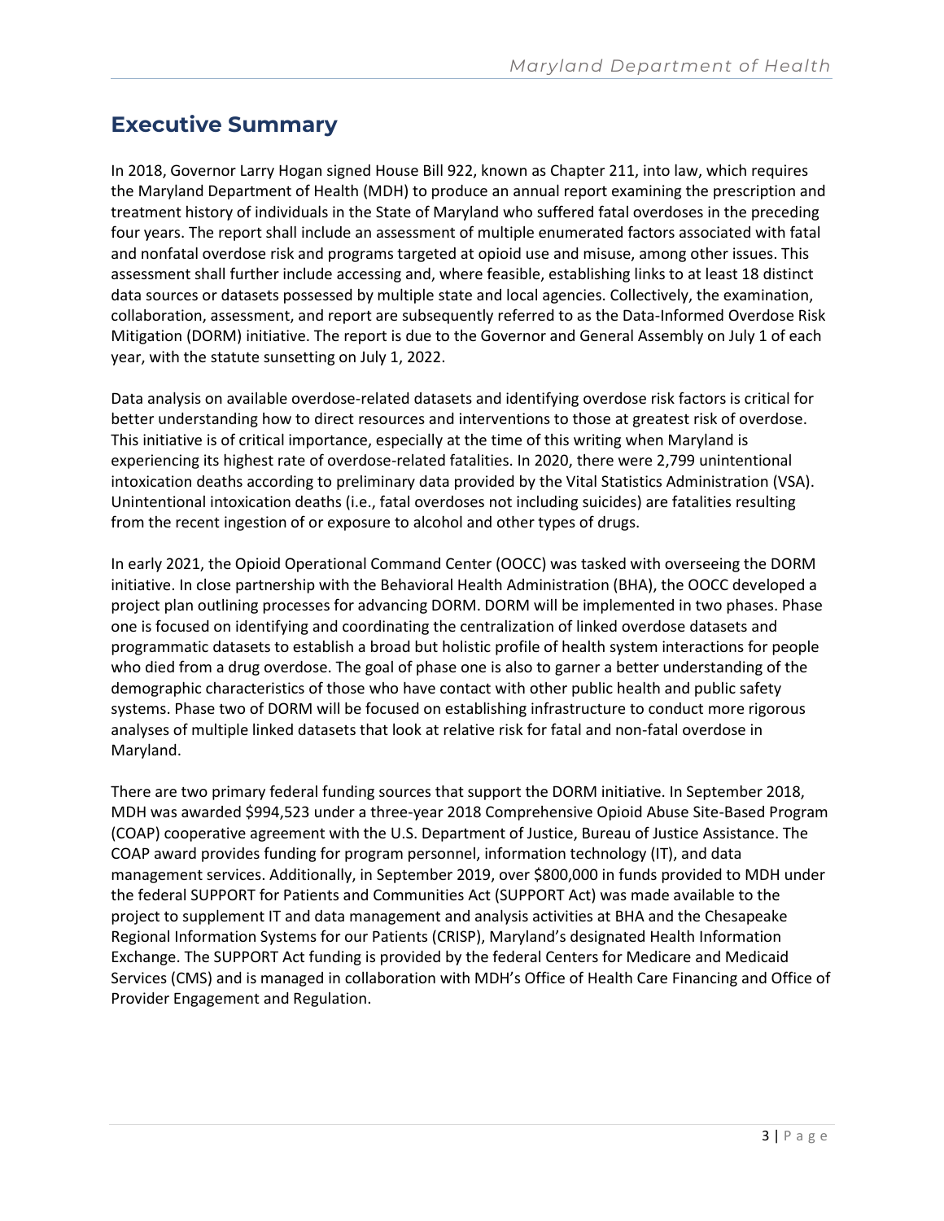## Executive Summary

In 2018, Governor Larry Hogan signed House Bill 922, known as Chapter 211, into law, which requires the Maryland Department of Health (MDH) to produce an annual report examining the prescription and treatment history of individuals in the State of Maryland who suffered fatal overdoses in the preceding four years. The report shall include an assessment of multiple enumerated factors associated with fatal and nonfatal overdose risk and programs targeted at opioid use and misuse, among other issues. This assessment shall further include accessing and, where feasible, establishing links to at least 18 distinct data sources or datasets possessed by multiple state and local agencies. Collectively, the examination, collaboration, assessment, and report are subsequently referred to as the Data-Informed Overdose Risk Mitigation (DORM) initiative. The report is due to the Governor and General Assembly on July 1 of each year, with the statute sunsetting on July 1, 2022.

Data analysis on available overdose-related datasets and identifying overdose risk factors is critical for better understanding how to direct resources and interventions to those at greatest risk of overdose. This initiative is of critical importance, especially at the time of this writing when Maryland is experiencing its highest rate of overdose-related fatalities. In 2020, there were 2,799 unintentional intoxication deaths according to preliminary data provided by the Vital Statistics Administration (VSA). Unintentional intoxication deaths (i.e., fatal overdoses not including suicides) are fatalities resulting from the recent ingestion of or exposure to alcohol and other types of drugs.

In early 2021, the Opioid Operational Command Center (OOCC) was tasked with overseeing the DORM initiative. In close partnership with the Behavioral Health Administration (BHA), the OOCC developed a project plan outlining processes for advancing DORM. DORM will be implemented in two phases. Phase one is focused on identifying and coordinating the centralization of linked overdose datasets and programmatic datasets to establish a broad but holistic profile of health system interactions for people who died from a drug overdose. The goal of phase one is also to garner a better understanding of the demographic characteristics of those who have contact with other public health and public safety systems. Phase two of DORM will be focused on establishing infrastructure to conduct more rigorous analyses of multiple linked datasets that look at relative risk for fatal and non-fatal overdose in Maryland.

There are two primary federal funding sources that support the DORM initiative. In September 2018, MDH was awarded $994,523 under a three-year 2018 Comprehensive Opioid Abuse Site-Based Program (COAP) cooperative agreement with the U.S. Department of Justice, Bureau of Justice Assistance. The COAP award provides funding for program personnel, information technology (IT), and data management services. Additionally, in September 2019, over $800,000 in funds provided to MDH under the federal SUPPORT for Patients and Communities Act (SUPPORT Act) was made available to the project to supplement IT and data management and analysis activities at BHA and the Chesapeake Regional Information Systems for our Patients (CRISP), Maryland's designated Health Information Exchange. The SUPPORT Act funding is provided by the federal Centers for Medicare and Medicaid Services (CMS) and is managed in collaboration with MDH's Office of Health Care Financing and Office of Provider Engagement and Regulation.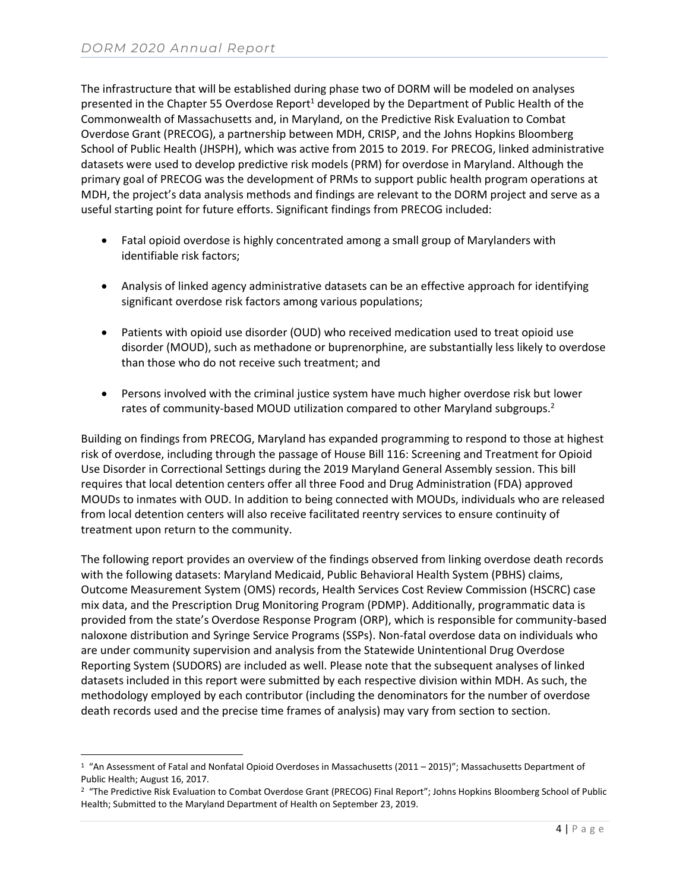The infrastructure that will be established during phase two of DORM will be modeled on analyses presented in the Chapter 55 Overdose Report[1] developed by the Department of Public Health of the Commonwealth of Massachusetts and, in Maryland, on the Predictive Risk Evaluation to Combat Overdose Grant (PRECOG), a partnership between MDH, CRISP, and the Johns Hopkins Bloomberg School of Public Health (JHSPH), which was active from 2015 to 2019. For PRECOG, linked administrative datasets were used to develop predictive risk models (PRM) for overdose in Maryland. Although the primary goal of PRECOG was the development of PRMs to support public health program operations at MDH, the project's data analysis methods and findings are relevant to the DORM project and serve as a useful starting point for future efforts. Significant findings from PRECOG included:

- Fatal opioid overdose is highly concentrated among a small group of Marylanders with identifiable risk factors;
- Analysis of linked agency administrative datasets can be an effective approach for identifying significant overdose risk factors among various populations;
- Patients with opioid use disorder (OUD) who received medication used to treat opioid use disorder (MOUD), such as methadone or buprenorphine, are substantially less likely to overdose than those who do not receive such treatment; and
- Persons involved with the criminal justice system have much higher overdose risk but lower rates of community-based MOUD utilization compared to other Maryland subgroups.[2]

Building on findings from PRECOG, Maryland has expanded programming to respond to those at highest risk of overdose, including through the passage of House Bill 116: Screening and Treatment for Opioid Use Disorder in Correctional Settings during the 2019 Maryland General Assembly session. This bill requires that local detention centers offer all three Food and Drug Administration (FDA) approved MOUDs to inmates with OUD. In addition to being connected with MOUDs, individuals who are released from local detention centers will also receive facilitated reentry services to ensure continuity of treatment upon return to the community.

The following report provides an overview of the findings observed from linking overdose death records with the following datasets: Maryland Medicaid, Public Behavioral Health System (PBHS) claims, Outcome Measurement System (OMS) records, Health Services Cost Review Commission (HSCRC) case mix data, and the Prescription Drug Monitoring Program (PDMP). Additionally, programmatic data is provided from the state's Overdose Response Program (ORP), which is responsible for community-based naloxone distribution and Syringe Service Programs (SSPs). Non-fatal overdose data on individuals who are under community supervision and analysis from the Statewide Unintentional Drug Overdose Reporting System (SUDORS) are included as well. Please note that the subsequent analyses of linked datasets included in this report were submitted by each respective division within MDH. As such, the methodology employed by each contributor (including the denominators for the number of overdose death records used and the precise time frames of analysis) may vary from section to section.

---

[1] "An Assessment of Fatal and Nonfatal Opioid Overdoses in Massachusetts (2011 – 2015)"; Massachusetts Department of Public Health; August 16, 2017.

[2] "The Predictive Risk Evaluation to Combat Overdose Grant (PRECOG) Final Report"; Johns Hopkins Bloomberg School of Public Health; Submitted to the Maryland Department of Health on September 23, 2019.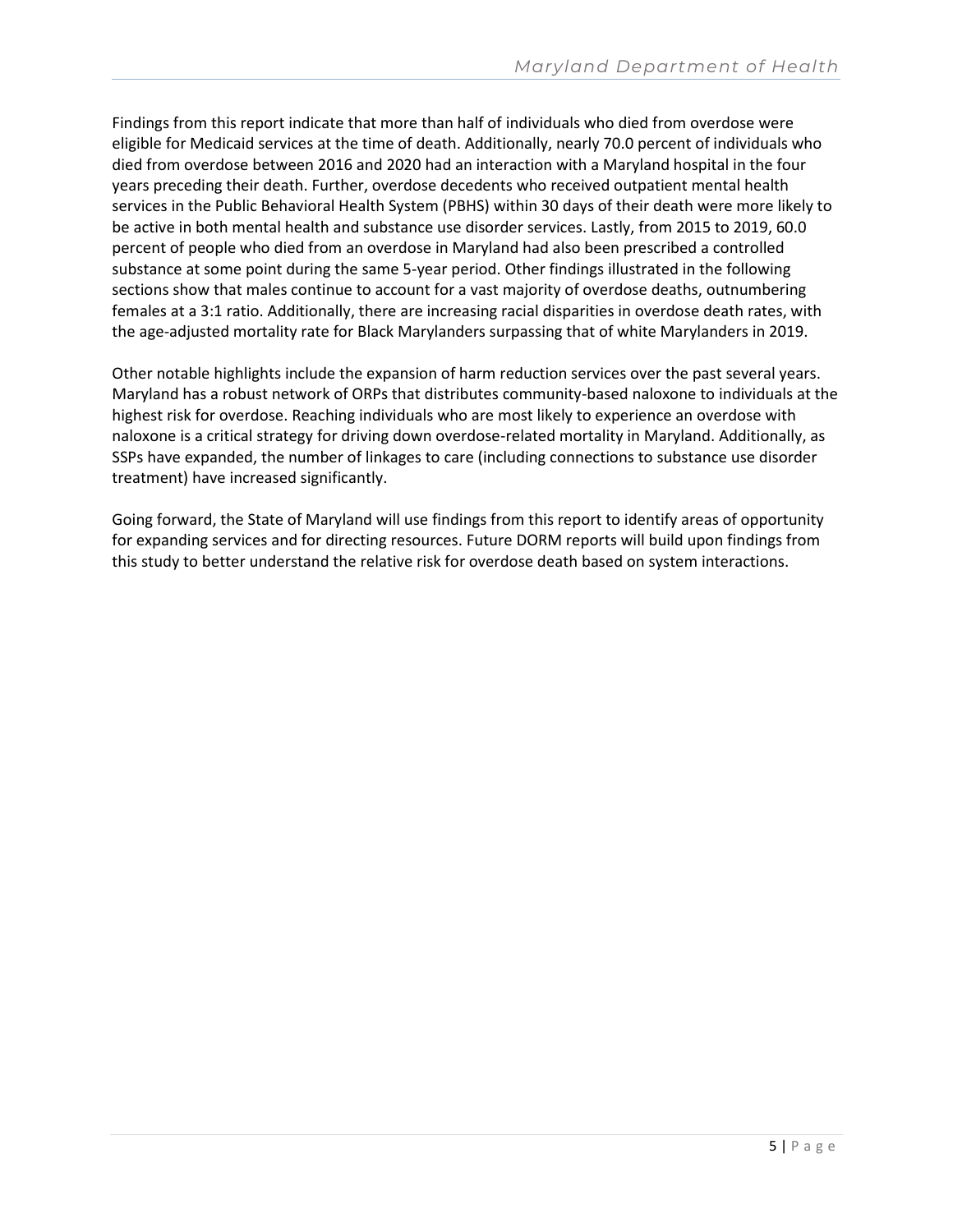Findings from this report indicate that more than half of individuals who died from overdose were eligible for Medicaid services at the time of death. Additionally, nearly 70.0 percent of individuals who died from overdose between 2016 and 2020 had an interaction with a Maryland hospital in the four years preceding their death. Further, overdose decedents who received outpatient mental health services in the Public Behavioral Health System (PBHS) within 30 days of their death were more likely to be active in both mental health and substance use disorder services. Lastly, from 2015 to 2019, 60.0 percent of people who died from an overdose in Maryland had also been prescribed a controlled substance at some point during the same 5-year period. Other findings illustrated in the following sections show that males continue to account for a vast majority of overdose deaths, outnumbering females at a 3:1 ratio. Additionally, there are increasing racial disparities in overdose death rates, with the age-adjusted mortality rate for Black Marylanders surpassing that of white Marylanders in 2019.

Other notable highlights include the expansion of harm reduction services over the past several years. Maryland has a robust network of ORPs that distributes community-based naloxone to individuals at the highest risk for overdose. Reaching individuals who are most likely to experience an overdose with naloxone is a critical strategy for driving down overdose-related mortality in Maryland. Additionally, as SSPs have expanded, the number of linkages to care (including connections to substance use disorder treatment) have increased significantly.

Going forward, the State of Maryland will use findings from this report to identify areas of opportunity for expanding services and for directing resources. Future DORM reports will build upon findings from this study to better understand the relative risk for overdose death based on system interactions.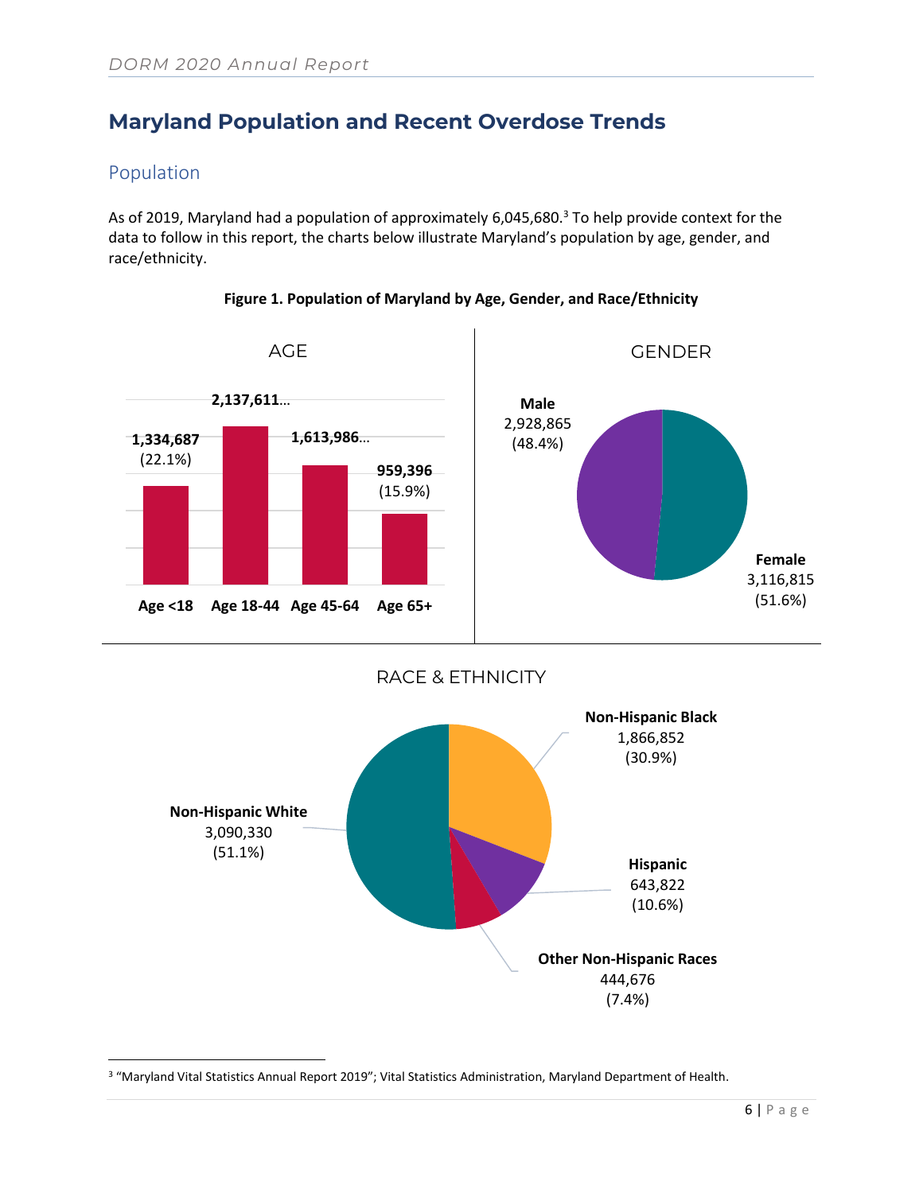# Maryland Population and Recent Overdose Trends

## Population

As of 2019, Maryland had a population of approximately 6,045,680.[3] To help provide context for the data to follow in this report, the charts below illustrate Maryland's population by age, gender, and race/ethnicity.

**Figure 1. Population of Maryland by Age, Gender, and Race/Ethnicity**

AGE

| Age Group | Population |
|---|---|
| Age <18 | 1,334,687 (22.1%) |
| Age 18-44 | 2,137,611… |
| Age 45-64 | 1,613,986… |
| Age 65+ | 959,396 (15.9%) |

GENDER

| Gender | Population |
|---|---|
| Male | 2,928,865 (48.4%) |
| Female | 3,116,815 (51.6%) |

RACE & ETHNICITY

| Race/Ethnicity | Population |
|---|---|
| Non-Hispanic White | 3,090,330 (51.1%) |
| Non-Hispanic Black | 1,866,852 (30.9%) |
| Hispanic | 643,822 (10.6%) |
| Other Non-Hispanic Races | 444,676 (7.4%) |

[3] "Maryland Vital Statistics Annual Report 2019"; Vital Statistics Administration, Maryland Department of Health.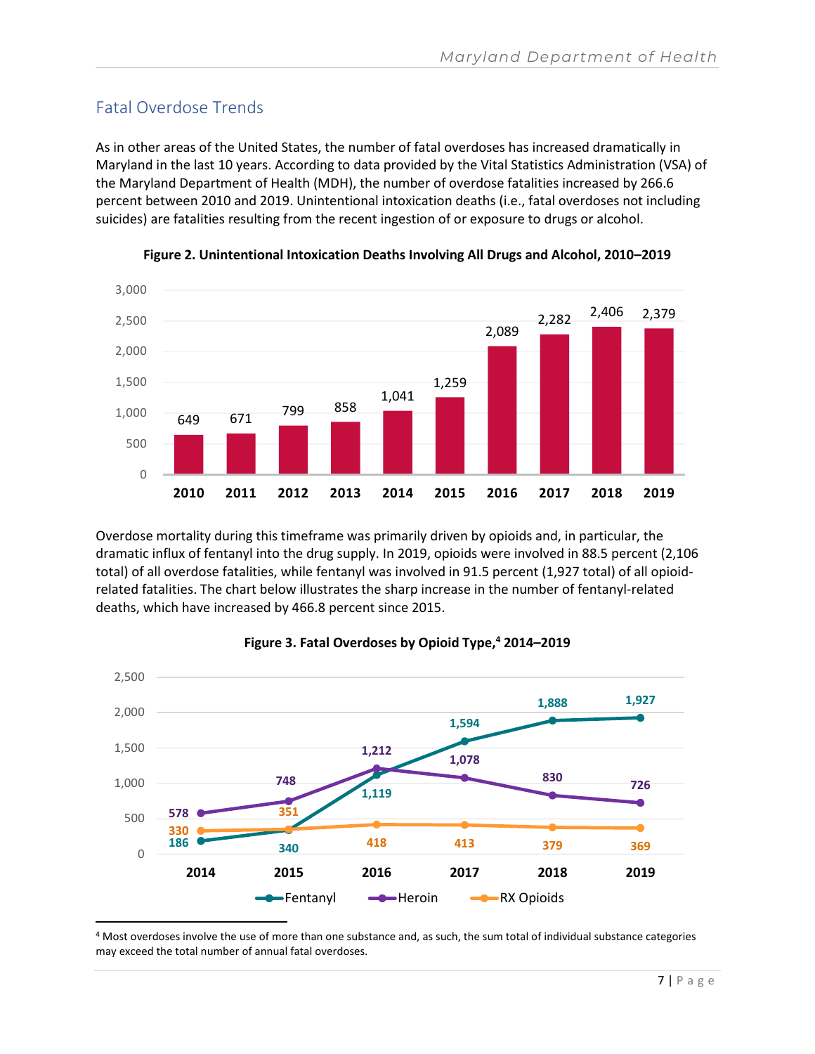## Fatal Overdose Trends

As in other areas of the United States, the number of fatal overdoses has increased dramatically in Maryland in the last 10 years. According to data provided by the Vital Statistics Administration (VSA) of the Maryland Department of Health (MDH), the number of overdose fatalities increased by 266.6 percent between 2010 and 2019. Unintentional intoxication deaths (i.e., fatal overdoses not including suicides) are fatalities resulting from the recent ingestion of or exposure to drugs or alcohol.

**Figure 2. Unintentional Intoxication Deaths Involving All Drugs and Alcohol, 2010–2019**

| Year | Deaths |
|---|---|
| 2010 | 649 |
| 2011 | 671 |
| 2012 | 799 |
| 2013 | 858 |
| 2014 | 1,041 |
| 2015 | 1,259 |
| 2016 | 2,089 |
| 2017 | 2,282 |
| 2018 | 2,406 |
| 2019 | 2,379 |

Overdose mortality during this timeframe was primarily driven by opioids and, in particular, the dramatic influx of fentanyl into the drug supply. In 2019, opioids were involved in 88.5 percent (2,106 total) of all overdose fatalities, while fentanyl was involved in 91.5 percent (1,927 total) of all opioid-related fatalities. The chart below illustrates the sharp increase in the number of fentanyl-related deaths, which have increased by 466.8 percent since 2015.

**Figure 3. Fatal Overdoses by Opioid Type,[4] 2014–2019**

| Year | Fentanyl | Heroin | RX Opioids |
|---|---|---|---|
| 2014 | 186 | 578 | 330 |
| 2015 | 340 | 748 | 351 |
| 2016 | 1,119 | 1,212 | 418 |
| 2017 | 1,594 | 1,078 | 413 |
| 2018 | 1,888 | 830 | 379 |
| 2019 | 1,927 | 726 | 369 |

[4] Most overdoses involve the use of more than one substance and, as such, the sum total of individual substance categories may exceed the total number of annual fatal overdoses.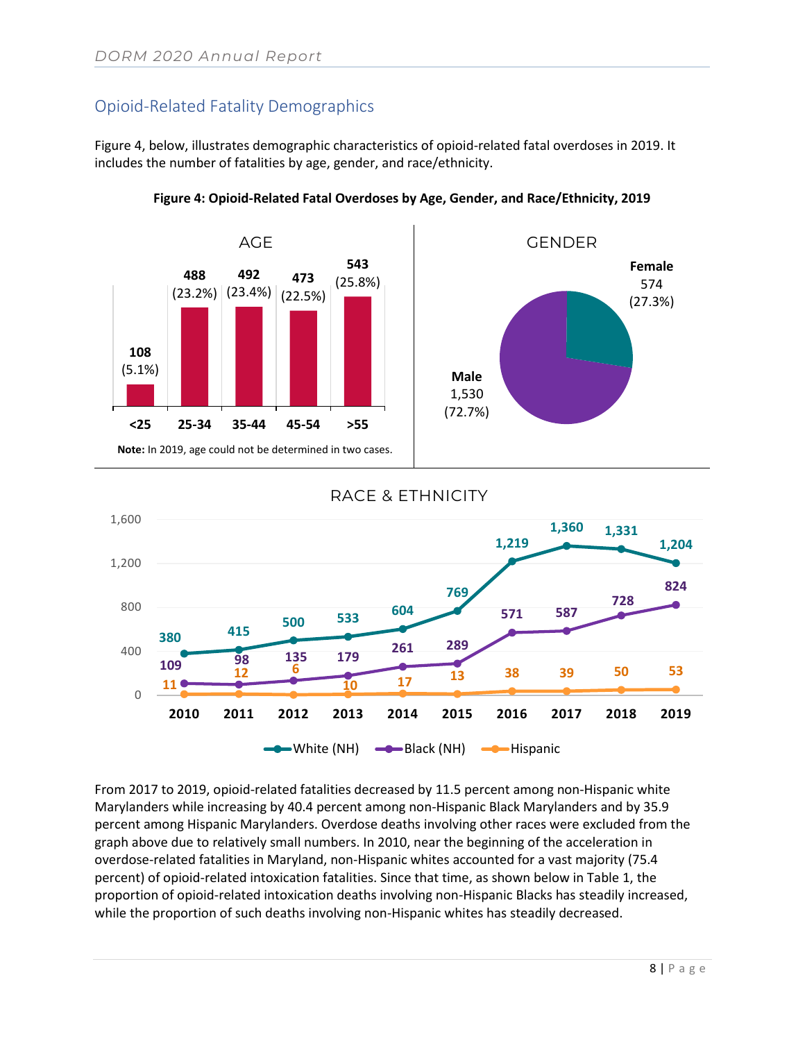## Opioid-Related Fatality Demographics

Figure 4, below, illustrates demographic characteristics of opioid-related fatal overdoses in 2019. It includes the number of fatalities by age, gender, and race/ethnicity.

**Figure 4: Opioid-Related Fatal Overdoses by Age, Gender, and Race/Ethnicity, 2019**

AGE

| <25 | 25-34 | 35-44 | 45-54 | >55 |
|---|---|---|---|---|
| 108 (5.1%) | 488 (23.2%) | 492 (23.4%) | 473 (22.5%) | 543 (25.8%) |

**Note:** In 2019, age could not be determined in two cases.

GENDER

| Female | Male |
|---|---|
| 574 (27.3%) | 1,530 (72.7%) |

RACE & ETHNICITY

| | 2010 | 2011 | 2012 | 2013 | 2014 | 2015 | 2016 | 2017 | 2018 | 2019 |
|---|---|---|---|---|---|---|---|---|---|---|
| White (NH) | 380 | 415 | 500 | 533 | 604 | 769 | 1,219 | 1,360 | 1,331 | 1,204 |
| Black (NH) | 109 | 98 | 135 | 179 | 261 | 289 | 571 | 587 | 728 | 824 |
| Hispanic | 11 | 12 | 6 | 10 | 17 | 13 | 38 | 39 | 50 | 53 |

From 2017 to 2019, opioid-related fatalities decreased by 11.5 percent among non-Hispanic white Marylanders while increasing by 40.4 percent among non-Hispanic Black Marylanders and by 35.9 percent among Hispanic Marylanders. Overdose deaths involving other races were excluded from the graph above due to relatively small numbers. In 2010, near the beginning of the acceleration in overdose-related fatalities in Maryland, non-Hispanic whites accounted for a vast majority (75.4 percent) of opioid-related intoxication fatalities. Since that time, as shown below in Table 1, the proportion of opioid-related intoxication deaths involving non-Hispanic Blacks has steadily increased, while the proportion of such deaths involving non-Hispanic whites has steadily decreased.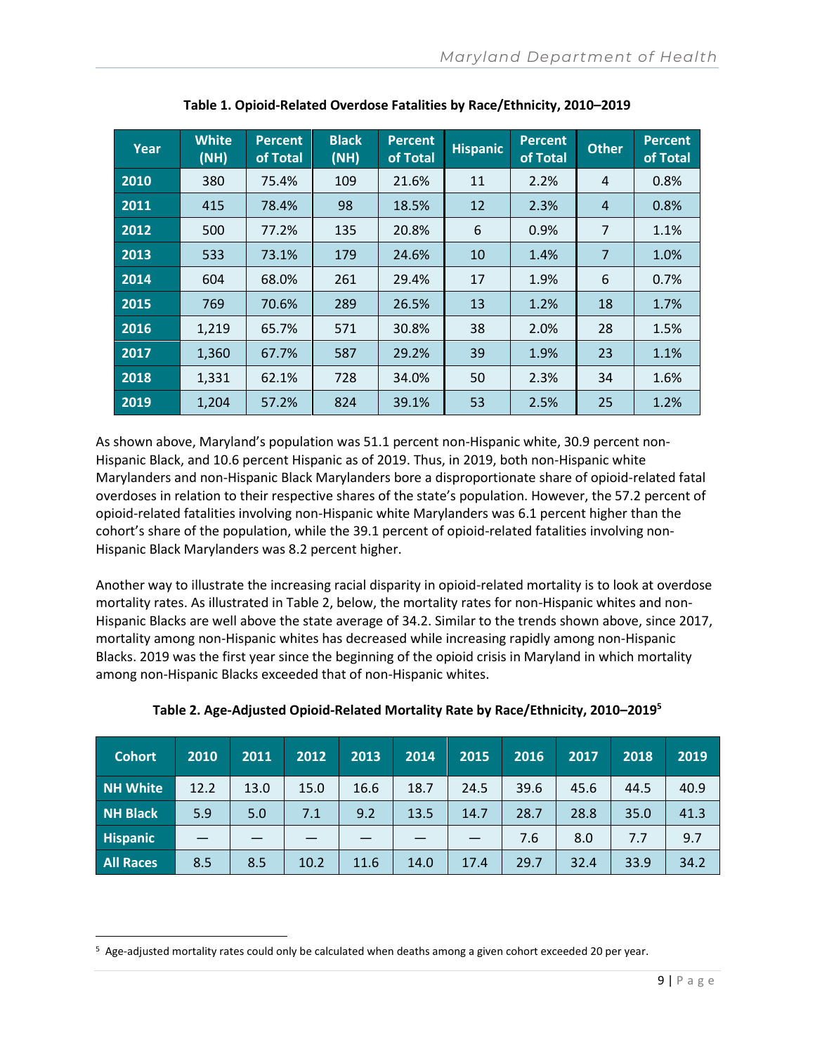**Table 1. Opioid-Related Overdose Fatalities by Race/Ethnicity, 2010–2019**

| Year | White (NH) | Percent of Total | Black (NH) | Percent of Total | Hispanic | Percent of Total | Other | Percent of Total |
|---|---|---|---|---|---|---|---|---|
| 2010 | 380 | 75.4% | 109 | 21.6% | 11 | 2.2% | 4 | 0.8% |
| 2011 | 415 | 78.4% | 98 | 18.5% | 12 | 2.3% | 4 | 0.8% |
| 2012 | 500 | 77.2% | 135 | 20.8% | 6 | 0.9% | 7 | 1.1% |
| 2013 | 533 | 73.1% | 179 | 24.6% | 10 | 1.4% | 7 | 1.0% |
| 2014 | 604 | 68.0% | 261 | 29.4% | 17 | 1.9% | 6 | 0.7% |
| 2015 | 769 | 70.6% | 289 | 26.5% | 13 | 1.2% | 18 | 1.7% |
| 2016 | 1,219 | 65.7% | 571 | 30.8% | 38 | 2.0% | 28 | 1.5% |
| 2017 | 1,360 | 67.7% | 587 | 29.2% | 39 | 1.9% | 23 | 1.1% |
| 2018 | 1,331 | 62.1% | 728 | 34.0% | 50 | 2.3% | 34 | 1.6% |
| 2019 | 1,204 | 57.2% | 824 | 39.1% | 53 | 2.5% | 25 | 1.2% |

As shown above, Maryland's population was 51.1 percent non-Hispanic white, 30.9 percent non-Hispanic Black, and 10.6 percent Hispanic as of 2019. Thus, in 2019, both non-Hispanic white Marylanders and non-Hispanic Black Marylanders bore a disproportionate share of opioid-related fatal overdoses in relation to their respective shares of the state's population. However, the 57.2 percent of opioid-related fatalities involving non-Hispanic white Marylanders was 6.1 percent higher than the cohort's share of the population, while the 39.1 percent of opioid-related fatalities involving non-Hispanic Black Marylanders was 8.2 percent higher.

Another way to illustrate the increasing racial disparity in opioid-related mortality is to look at overdose mortality rates. As illustrated in Table 2, below, the mortality rates for non-Hispanic whites and non-Hispanic Blacks are well above the state average of 34.2. Similar to the trends shown above, since 2017, mortality among non-Hispanic whites has decreased while increasing rapidly among non-Hispanic Blacks. 2019 was the first year since the beginning of the opioid crisis in Maryland in which mortality among non-Hispanic Blacks exceeded that of non-Hispanic whites.

**Table 2. Age-Adjusted Opioid-Related Mortality Rate by Race/Ethnicity, 2010–2019**[5]

| Cohort | 2010 | 2011 | 2012 | 2013 | 2014 | 2015 | 2016 | 2017 | 2018 | 2019 |
|---|---|---|---|---|---|---|---|---|---|---|
| NH White | 12.2 | 13.0 | 15.0 | 16.6 | 18.7 | 24.5 | 39.6 | 45.6 | 44.5 | 40.9 |
| NH Black | 5.9 | 5.0 | 7.1 | 9.2 | 13.5 | 14.7 | 28.7 | 28.8 | 35.0 | 41.3 |
| Hispanic | — | — | — | — | — | — | 7.6 | 8.0 | 7.7 | 9.7 |
| All Races | 8.5 | 8.5 | 10.2 | 11.6 | 14.0 | 17.4 | 29.7 | 32.4 | 33.9 | 34.2 |

[5] Age-adjusted mortality rates could only be calculated when deaths among a given cohort exceeded 20 per year.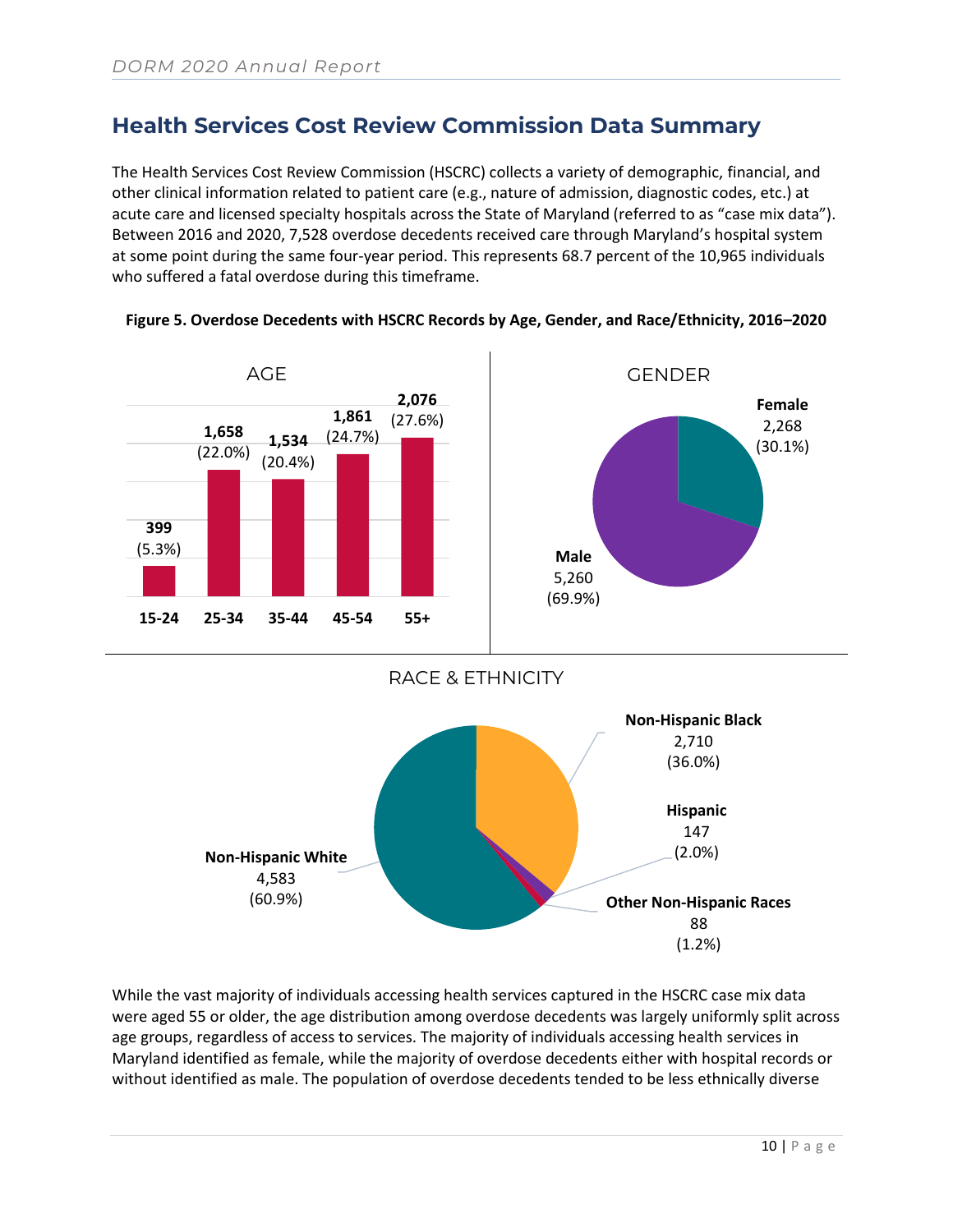## Health Services Cost Review Commission Data Summary

The Health Services Cost Review Commission (HSCRC) collects a variety of demographic, financial, and other clinical information related to patient care (e.g., nature of admission, diagnostic codes, etc.) at acute care and licensed specialty hospitals across the State of Maryland (referred to as "case mix data"). Between 2016 and 2020, 7,528 overdose decedents received care through Maryland's hospital system at some point during the same four-year period. This represents 68.7 percent of the 10,965 individuals who suffered a fatal overdose during this timeframe.

**Figure 5. Overdose Decedents with HSCRC Records by Age, Gender, and Race/Ethnicity, 2016–2020**

AGE

| Age | Count | Percent |
|---|---|---|
| 15-24 | 399 | (5.3%) |
| 25-34 | 1,658 | (22.0%) |
| 35-44 | 1,534 | (20.4%) |
| 45-54 | 1,861 | (24.7%) |
| 55+ | 2,076 | (27.6%) |

GENDER

| Gender | Count | Percent |
|---|---|---|
| Female | 2,268 | (30.1%) |
| Male | 5,260 | (69.9%) |

RACE & ETHNICITY

| Race & Ethnicity | Count | Percent |
|---|---|---|
| Non-Hispanic Black | 2,710 | (36.0%) |
| Hispanic | 147 | (2.0%) |
| Other Non-Hispanic Races | 88 | (1.2%) |
| Non-Hispanic White | 4,583 | (60.9%) |

While the vast majority of individuals accessing health services captured in the HSCRC case mix data were aged 55 or older, the age distribution among overdose decedents was largely uniformly split across age groups, regardless of access to services. The majority of individuals accessing health services in Maryland identified as female, while the majority of overdose decedents either with hospital records or without identified as male. The population of overdose decedents tended to be less ethnically diverse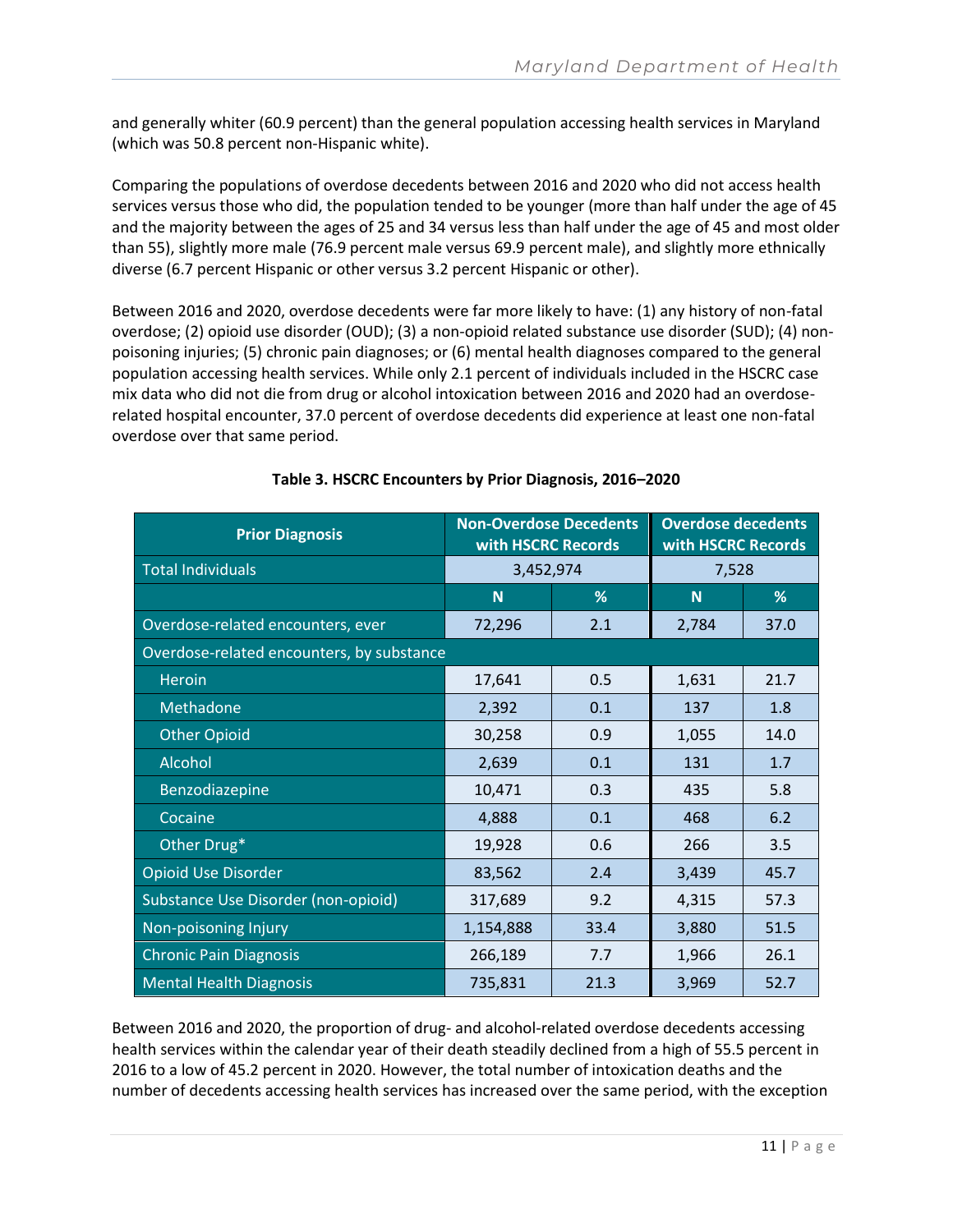and generally whiter (60.9 percent) than the general population accessing health services in Maryland (which was 50.8 percent non-Hispanic white).

Comparing the populations of overdose decedents between 2016 and 2020 who did not access health services versus those who did, the population tended to be younger (more than half under the age of 45 and the majority between the ages of 25 and 34 versus less than half under the age of 45 and most older than 55), slightly more male (76.9 percent male versus 69.9 percent male), and slightly more ethnically diverse (6.7 percent Hispanic or other versus 3.2 percent Hispanic or other).

Between 2016 and 2020, overdose decedents were far more likely to have: (1) any history of non-fatal overdose; (2) opioid use disorder (OUD); (3) a non-opioid related substance use disorder (SUD); (4) non-poisoning injuries; (5) chronic pain diagnoses; or (6) mental health diagnoses compared to the general population accessing health services. While only 2.1 percent of individuals included in the HSCRC case mix data who did not die from drug or alcohol intoxication between 2016 and 2020 had an overdose-related hospital encounter, 37.0 percent of overdose decedents did experience at least one non-fatal overdose over that same period.

**Table 3. HSCRC Encounters by Prior Diagnosis, 2016–2020**

| Prior Diagnosis | Non-Overdose Decedents with HSCRC Records | | Overdose decedents with HSCRC Records | |
|---|---|---|---|---|
| Total Individuals | 3,452,974 | | 7,528 | |
| | N | % | N | % |
| Overdose-related encounters, ever | 72,296 | 2.1 | 2,784 | 37.0 |
| Overdose-related encounters, by substance | | | | |
| Heroin | 17,641 | 0.5 | 1,631 | 21.7 |
| Methadone | 2,392 | 0.1 | 137 | 1.8 |
| Other Opioid | 30,258 | 0.9 | 1,055 | 14.0 |
| Alcohol | 2,639 | 0.1 | 131 | 1.7 |
| Benzodiazepine | 10,471 | 0.3 | 435 | 5.8 |
| Cocaine | 4,888 | 0.1 | 468 | 6.2 |
| Other Drug* | 19,928 | 0.6 | 266 | 3.5 |
| Opioid Use Disorder | 83,562 | 2.4 | 3,439 | 45.7 |
| Substance Use Disorder (non-opioid) | 317,689 | 9.2 | 4,315 | 57.3 |
| Non-poisoning Injury | 1,154,888 | 33.4 | 3,880 | 51.5 |
| Chronic Pain Diagnosis | 266,189 | 7.7 | 1,966 | 26.1 |
| Mental Health Diagnosis | 735,831 | 21.3 | 3,969 | 52.7 |

Between 2016 and 2020, the proportion of drug- and alcohol-related overdose decedents accessing health services within the calendar year of their death steadily declined from a high of 55.5 percent in 2016 to a low of 45.2 percent in 2020. However, the total number of intoxication deaths and the number of decedents accessing health services has increased over the same period, with the exception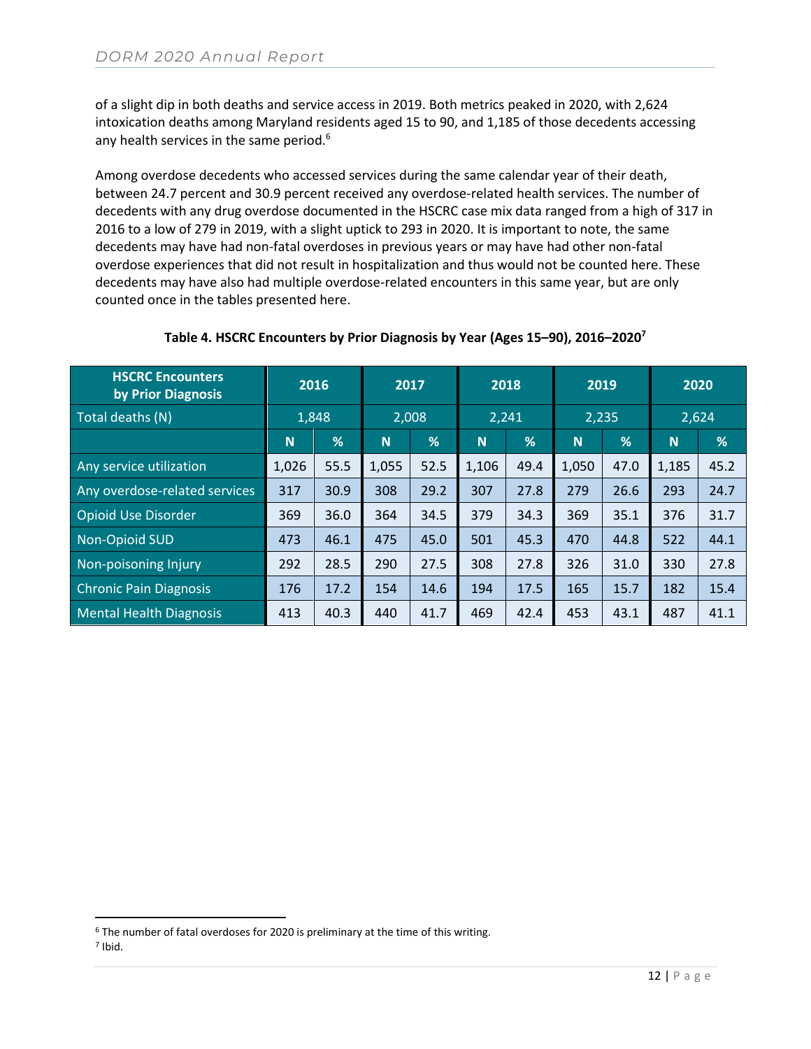of a slight dip in both deaths and service access in 2019. Both metrics peaked in 2020, with 2,624 intoxication deaths among Maryland residents aged 15 to 90, and 1,185 of those decedents accessing any health services in the same period.[6]

Among overdose decedents who accessed services during the same calendar year of their death, between 24.7 percent and 30.9 percent received any overdose-related health services. The number of decedents with any drug overdose documented in the HSCRC case mix data ranged from a high of 317 in 2016 to a low of 279 in 2019, with a slight uptick to 293 in 2020. It is important to note, the same decedents may have had non-fatal overdoses in previous years or may have had other non-fatal overdose experiences that did not result in hospitalization and thus would not be counted here. These decedents may have also had multiple overdose-related encounters in this same year, but are only counted once in the tables presented here.

**Table 4. HSCRC Encounters by Prior Diagnosis by Year (Ages 15–90), 2016–2020[7]**

| HSCRC Encounters by Prior Diagnosis | 2016 | | 2017 | | 2018 | | 2019 | | 2020 | |
|---|---|---|---|---|---|---|---|---|---|---|
| Total deaths (N) | 1,848 | | 2,008 | | 2,241 | | 2,235 | | 2,624 | |
| | N | % | N | % | N | % | N | % | N | % |
| Any service utilization | 1,026 | 55.5 | 1,055 | 52.5 | 1,106 | 49.4 | 1,050 | 47.0 | 1,185 | 45.2 |
| Any overdose-related services | 317 | 30.9 | 308 | 29.2 | 307 | 27.8 | 279 | 26.6 | 293 | 24.7 |
| Opioid Use Disorder | 369 | 36.0 | 364 | 34.5 | 379 | 34.3 | 369 | 35.1 | 376 | 31.7 |
| Non-Opioid SUD | 473 | 46.1 | 475 | 45.0 | 501 | 45.3 | 470 | 44.8 | 522 | 44.1 |
| Non-poisoning Injury | 292 | 28.5 | 290 | 27.5 | 308 | 27.8 | 326 | 31.0 | 330 | 27.8 |
| Chronic Pain Diagnosis | 176 | 17.2 | 154 | 14.6 | 194 | 17.5 | 165 | 15.7 | 182 | 15.4 |
| Mental Health Diagnosis | 413 | 40.3 | 440 | 41.7 | 469 | 42.4 | 453 | 43.1 | 487 | 41.1 |

[6] The number of fatal overdoses for 2020 is preliminary at the time of this writing.
[7] Ibid.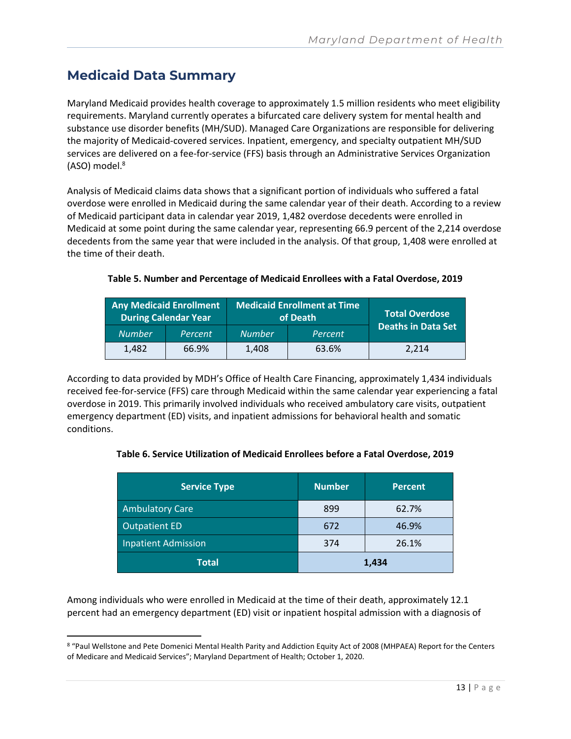## Medicaid Data Summary

Maryland Medicaid provides health coverage to approximately 1.5 million residents who meet eligibility requirements. Maryland currently operates a bifurcated care delivery system for mental health and substance use disorder benefits (MH/SUD). Managed Care Organizations are responsible for delivering the majority of Medicaid-covered services. Inpatient, emergency, and specialty outpatient MH/SUD services are delivered on a fee-for-service (FFS) basis through an Administrative Services Organization (ASO) model.[8]

Analysis of Medicaid claims data shows that a significant portion of individuals who suffered a fatal overdose were enrolled in Medicaid during the same calendar year of their death. According to a review of Medicaid participant data in calendar year 2019, 1,482 overdose decedents were enrolled in Medicaid at some point during the same calendar year, representing 66.9 percent of the 2,214 overdose decedents from the same year that were included in the analysis. Of that group, 1,408 were enrolled at the time of their death.

**Table 5. Number and Percentage of Medicaid Enrollees with a Fatal Overdose, 2019**

| Any Medicaid Enrollment During Calendar Year | | Medicaid Enrollment at Time of Death | | Total Overdose Deaths in Data Set |
|---|---|---|---|---|
| *Number* | *Percent* | *Number* | *Percent* | |
| 1,482 | 66.9% | 1,408 | 63.6% | 2,214 |

According to data provided by MDH's Office of Health Care Financing, approximately 1,434 individuals received fee-for-service (FFS) care through Medicaid within the same calendar year experiencing a fatal overdose in 2019. This primarily involved individuals who received ambulatory care visits, outpatient emergency department (ED) visits, and inpatient admissions for behavioral health and somatic conditions.

**Table 6. Service Utilization of Medicaid Enrollees before a Fatal Overdose, 2019**

| Service Type | Number | Percent |
|---|---|---|
| Ambulatory Care | 899 | 62.7% |
| Outpatient ED | 672 | 46.9% |
| Inpatient Admission | 374 | 26.1% |
| **Total** | **1,434** | |

Among individuals who were enrolled in Medicaid at the time of their death, approximately 12.1 percent had an emergency department (ED) visit or inpatient hospital admission with a diagnosis of

[8] "Paul Wellstone and Pete Domenici Mental Health Parity and Addiction Equity Act of 2008 (MHPAEA) Report for the Centers of Medicare and Medicaid Services"; Maryland Department of Health; October 1, 2020.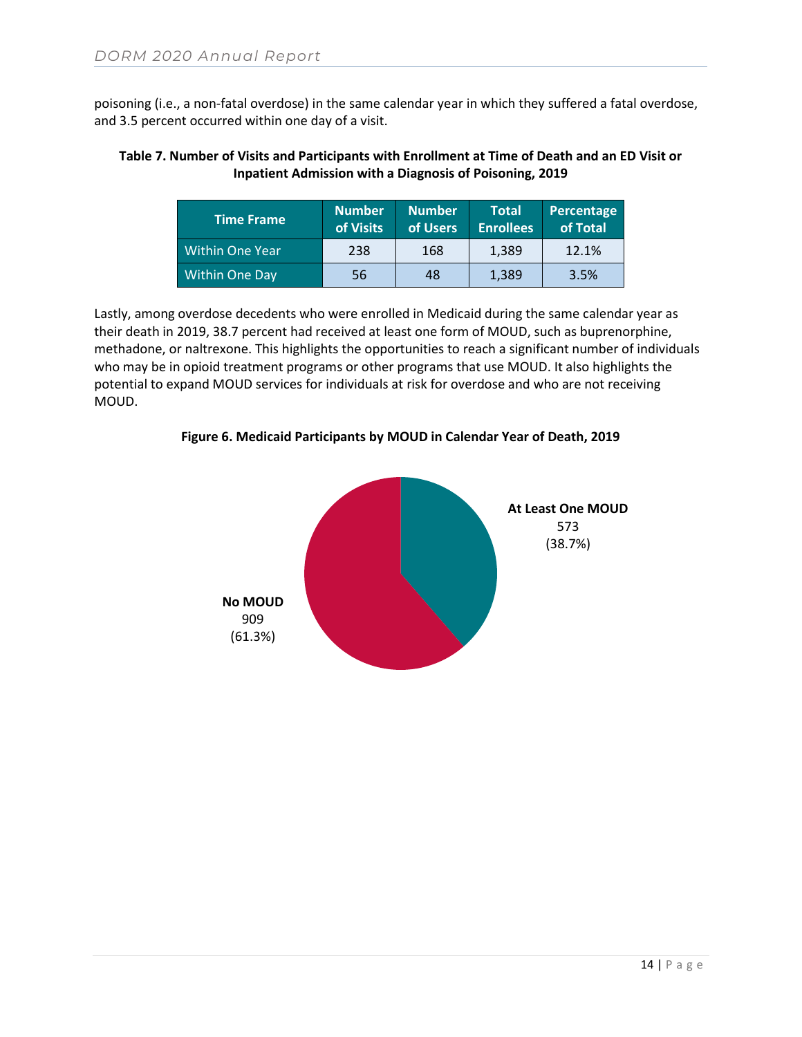poisoning (i.e., a non-fatal overdose) in the same calendar year in which they suffered a fatal overdose, and 3.5 percent occurred within one day of a visit.

**Table 7. Number of Visits and Participants with Enrollment at Time of Death and an ED Visit or Inpatient Admission with a Diagnosis of Poisoning, 2019**

| Time Frame | Number of Visits | Number of Users | Total Enrollees | Percentage of Total |
|---|---|---|---|---|
| Within One Year | 238 | 168 | 1,389 | 12.1% |
| Within One Day | 56 | 48 | 1,389 | 3.5% |

Lastly, among overdose decedents who were enrolled in Medicaid during the same calendar year as their death in 2019, 38.7 percent had received at least one form of MOUD, such as buprenorphine, methadone, or naltrexone. This highlights the opportunities to reach a significant number of individuals who may be in opioid treatment programs or other programs that use MOUD. It also highlights the potential to expand MOUD services for individuals at risk for overdose and who are not receiving MOUD.

**Figure 6. Medicaid Participants by MOUD in Calendar Year of Death, 2019**

**At Least One MOUD** 573 (38.7%)

**No MOUD** 909 (61.3%)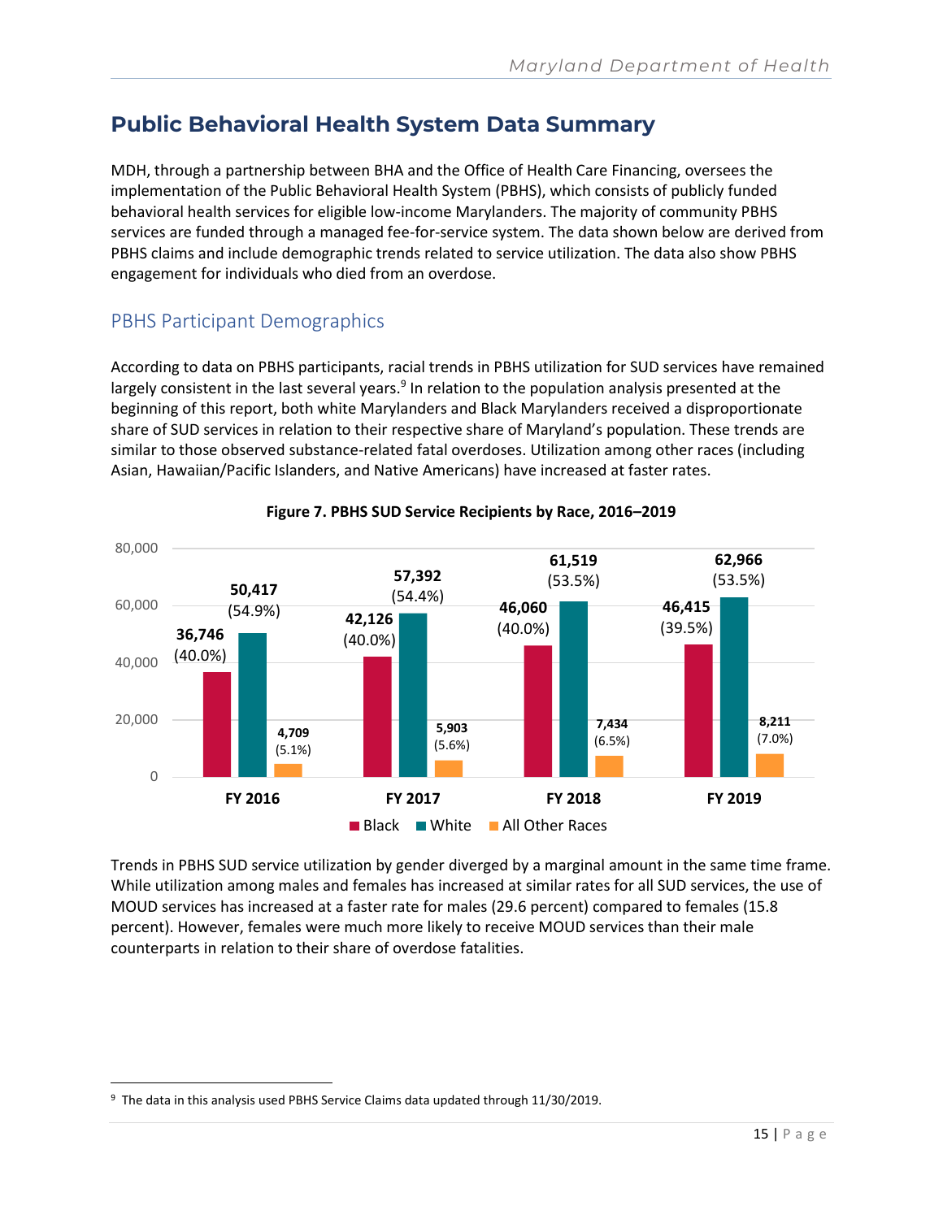## Public Behavioral Health System Data Summary

MDH, through a partnership between BHA and the Office of Health Care Financing, oversees the implementation of the Public Behavioral Health System (PBHS), which consists of publicly funded behavioral health services for eligible low-income Marylanders. The majority of community PBHS services are funded through a managed fee-for-service system. The data shown below are derived from PBHS claims and include demographic trends related to service utilization. The data also show PBHS engagement for individuals who died from an overdose.

### PBHS Participant Demographics

According to data on PBHS participants, racial trends in PBHS utilization for SUD services have remained largely consistent in the last several years.[9] In relation to the population analysis presented at the beginning of this report, both white Marylanders and Black Marylanders received a disproportionate share of SUD services in relation to their respective share of Maryland's population. These trends are similar to those observed substance-related fatal overdoses. Utilization among other races (including Asian, Hawaiian/Pacific Islanders, and Native Americans) have increased at faster rates.

**Figure 7. PBHS SUD Service Recipients by Race, 2016–2019**

| | Black | White | All Other Races |
|---|---|---|---|
| FY 2016 | 36,746 (40.0%) | 50,417 (54.9%) | 4,709 (5.1%) |
| FY 2017 | 42,126 (40.0%) | 57,392 (54.4%) | 5,903 (5.6%) |
| FY 2018 | 46,060 (40.0%) | 61,519 (53.5%) | 7,434 (6.5%) |
| FY 2019 | 46,415 (39.5%) | 62,966 (53.5%) | 8,211 (7.0%) |

Trends in PBHS SUD service utilization by gender diverged by a marginal amount in the same time frame. While utilization among males and females has increased at similar rates for all SUD services, the use of MOUD services has increased at a faster rate for males (29.6 percent) compared to females (15.8 percent). However, females were much more likely to receive MOUD services than their male counterparts in relation to their share of overdose fatalities.

[9] The data in this analysis used PBHS Service Claims data updated through 11/30/2019.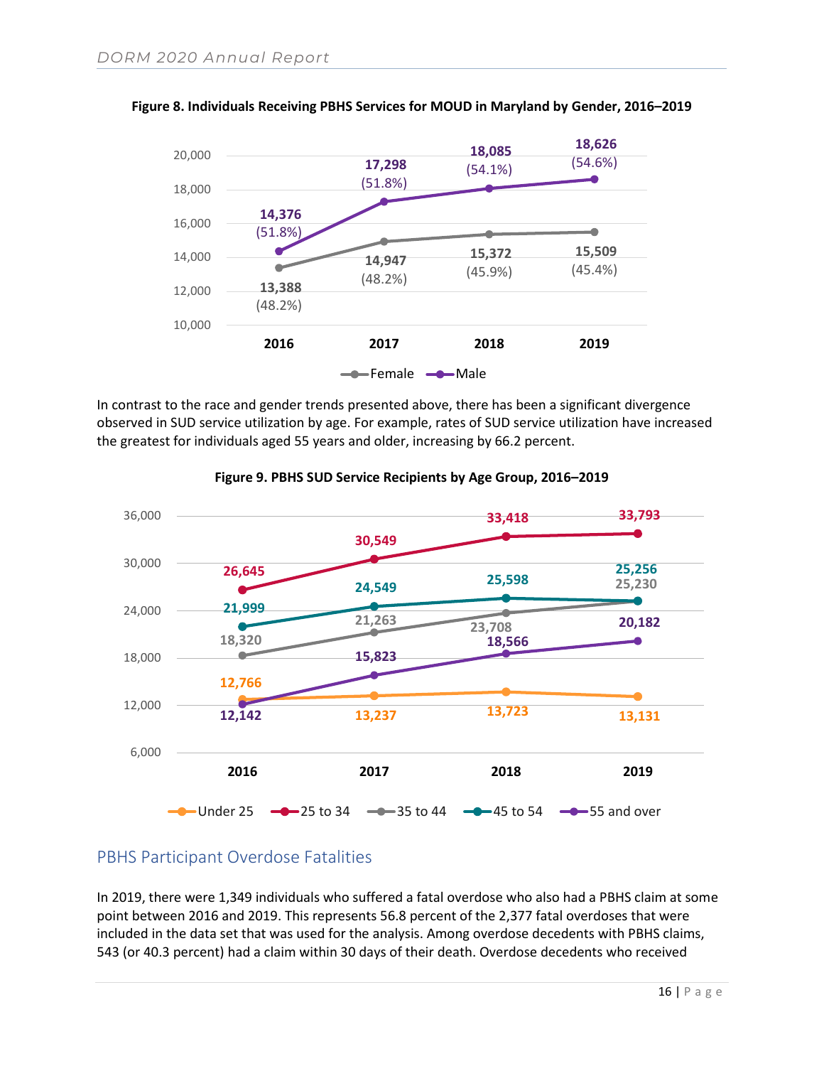**Figure 8. Individuals Receiving PBHS Services for MOUD in Maryland by Gender, 2016–2019**

| | 2016 | 2017 | 2018 | 2019 |
|---|---|---|---|---|
| Female | 13,388 (48.2%) | 14,947 (48.2%) | 15,372 (45.9%) | 15,509 (45.4%) |
| Male | 14,376 (51.8%) | 17,298 (51.8%) | 18,085 (54.1%) | 18,626 (54.6%) |

In contrast to the race and gender trends presented above, there has been a significant divergence observed in SUD service utilization by age. For example, rates of SUD service utilization have increased the greatest for individuals aged 55 years and older, increasing by 66.2 percent.

**Figure 9. PBHS SUD Service Recipients by Age Group, 2016–2019**

| | 2016 | 2017 | 2018 | 2019 |
|---|---|---|---|---|
| Under 25 | 12,766 | 13,237 | 13,723 | 13,131 |
| 25 to 34 | 26,645 | 30,549 | 33,418 | 33,793 |
| 35 to 44 | 18,320 | 21,263 | 23,708 | 25,230 |
| 45 to 54 | 21,999 | 24,549 | 25,598 | 25,256 |
| 55 and over | 12,142 | 15,823 | 18,566 | 20,182 |

## PBHS Participant Overdose Fatalities

In 2019, there were 1,349 individuals who suffered a fatal overdose who also had a PBHS claim at some point between 2016 and 2019. This represents 56.8 percent of the 2,377 fatal overdoses that were included in the data set that was used for the analysis. Among overdose decedents with PBHS claims, 543 (or 40.3 percent) had a claim within 30 days of their death. Overdose decedents who received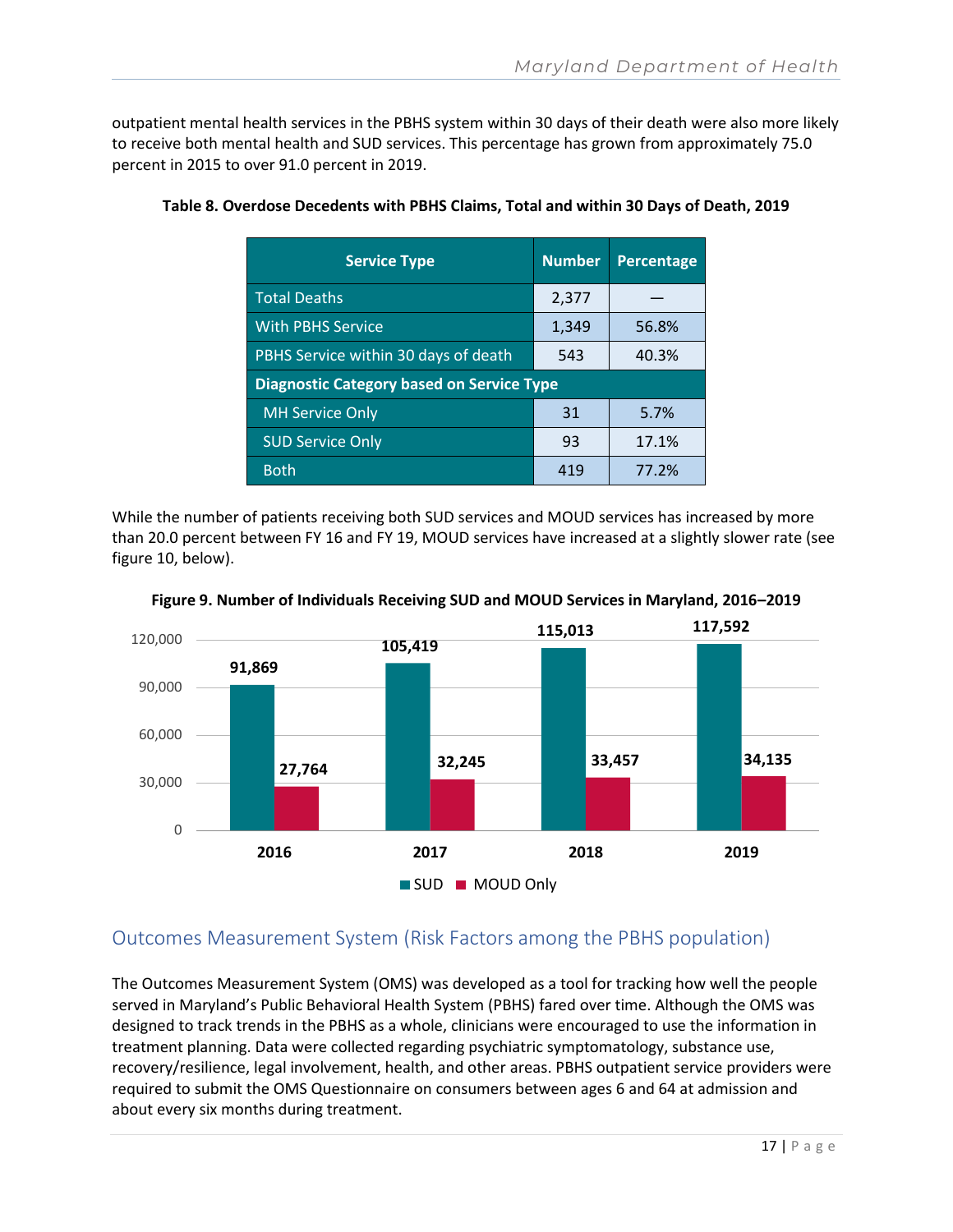outpatient mental health services in the PBHS system within 30 days of their death were also more likely to receive both mental health and SUD services. This percentage has grown from approximately 75.0 percent in 2015 to over 91.0 percent in 2019.

**Table 8. Overdose Decedents with PBHS Claims, Total and within 30 Days of Death, 2019**

| Service Type | Number | Percentage |
|---|---|---|
| Total Deaths | 2,377 | — |
| With PBHS Service | 1,349 | 56.8% |
| PBHS Service within 30 days of death | 543 | 40.3% |
| **Diagnostic Category based on Service Type** | | |
| MH Service Only | 31 | 5.7% |
| SUD Service Only | 93 | 17.1% |
| Both | 419 | 77.2% |

While the number of patients receiving both SUD services and MOUD services has increased by more than 20.0 percent between FY 16 and FY 19, MOUD services have increased at a slightly slower rate (see figure 10, below).

**Figure 9. Number of Individuals Receiving SUD and MOUD Services in Maryland, 2016–2019**

| Year | SUD | MOUD Only |
|---|---|---|
| 2016 | 91,869 | 27,764 |
| 2017 | 105,419 | 32,245 |
| 2018 | 115,013 | 33,457 |
| 2019 | 117,592 | 34,135 |

## Outcomes Measurement System (Risk Factors among the PBHS population)

The Outcomes Measurement System (OMS) was developed as a tool for tracking how well the people served in Maryland's Public Behavioral Health System (PBHS) fared over time. Although the OMS was designed to track trends in the PBHS as a whole, clinicians were encouraged to use the information in treatment planning. Data were collected regarding psychiatric symptomatology, substance use, recovery/resilience, legal involvement, health, and other areas. PBHS outpatient service providers were required to submit the OMS Questionnaire on consumers between ages 6 and 64 at admission and about every six months during treatment.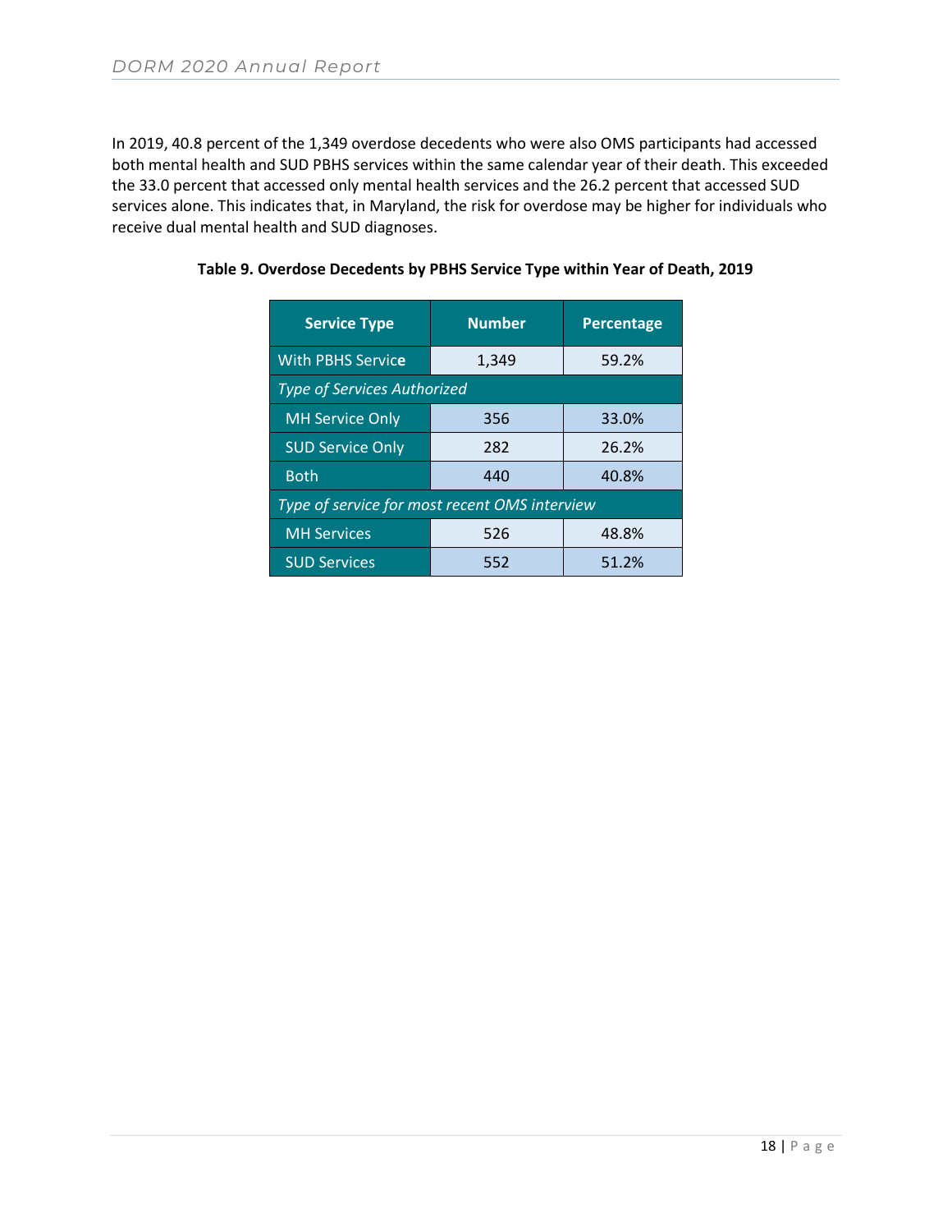In 2019, 40.8 percent of the 1,349 overdose decedents who were also OMS participants had accessed both mental health and SUD PBHS services within the same calendar year of their death. This exceeded the 33.0 percent that accessed only mental health services and the 26.2 percent that accessed SUD services alone. This indicates that, in Maryland, the risk for overdose may be higher for individuals who receive dual mental health and SUD diagnoses.

**Table 9. Overdose Decedents by PBHS Service Type within Year of Death, 2019**

| Service Type | Number | Percentage |
|---|---|---|
| With PBHS Service | 1,349 | 59.2% |
| *Type of Services Authorized* | | |
| MH Service Only | 356 | 33.0% |
| SUD Service Only | 282 | 26.2% |
| Both | 440 | 40.8% |
| *Type of service for most recent OMS interview* | | |
| MH Services | 526 | 48.8% |
| SUD Services | 552 | 51.2% |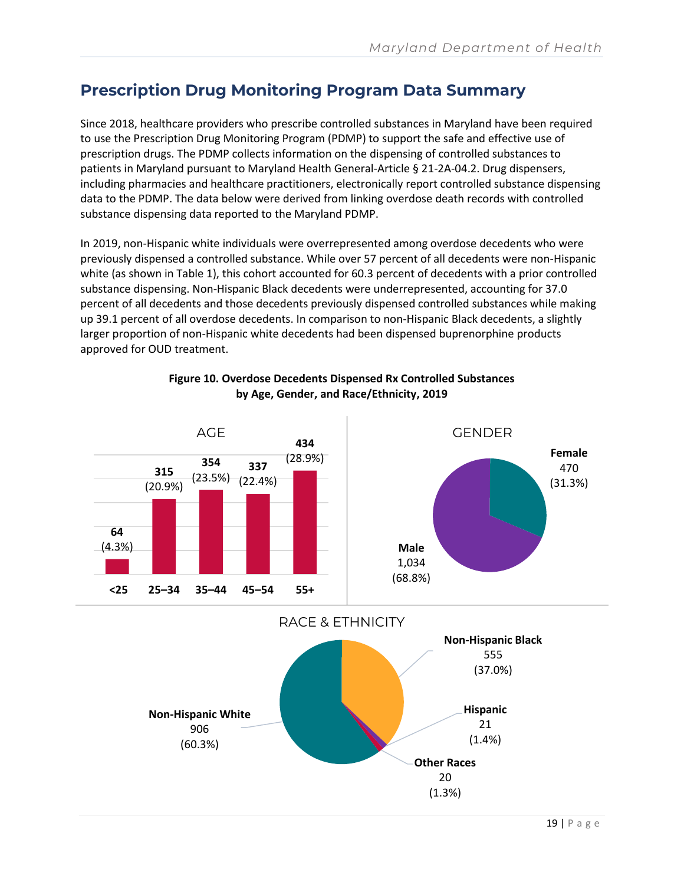## Prescription Drug Monitoring Program Data Summary

Since 2018, healthcare providers who prescribe controlled substances in Maryland have been required to use the Prescription Drug Monitoring Program (PDMP) to support the safe and effective use of prescription drugs. The PDMP collects information on the dispensing of controlled substances to patients in Maryland pursuant to Maryland Health General-Article § 21-2A-04.2. Drug dispensers, including pharmacies and healthcare practitioners, electronically report controlled substance dispensing data to the PDMP. The data below were derived from linking overdose death records with controlled substance dispensing data reported to the Maryland PDMP.

In 2019, non-Hispanic white individuals were overrepresented among overdose decedents who were previously dispensed a controlled substance. While over 57 percent of all decedents were non-Hispanic white (as shown in Table 1), this cohort accounted for 60.3 percent of decedents with a prior controlled substance dispensing. Non-Hispanic Black decedents were underrepresented, accounting for 37.0 percent of all decedents and those decedents previously dispensed controlled substances while making up 39.1 percent of all overdose decedents. In comparison to non-Hispanic Black decedents, a slightly larger proportion of non-Hispanic white decedents had been dispensed buprenorphine products approved for OUD treatment.

**Figure 10. Overdose Decedents Dispensed Rx Controlled Substances by Age, Gender, and Race/Ethnicity, 2019**

AGE

| Age | Number | Percent |
|---|---|---|
| <25 | 64 | (4.3%) |
| 25–34 | 315 | (20.9%) |
| 35–44 | 354 | (23.5%) |
| 45–54 | 337 | (22.4%) |
| 55+ | 434 | (28.9%) |

GENDER

| Gender | Number | Percent |
|---|---|---|
| Female | 470 | (31.3%) |
| Male | 1,034 | (68.8%) |

RACE & ETHNICITY

| Race & Ethnicity | Number | Percent |
|---|---|---|
| Non-Hispanic Black | 555 | (37.0%) |
| Hispanic | 21 | (1.4%) |
| Other Races | 20 | (1.3%) |
| Non-Hispanic White | 906 | (60.3%) |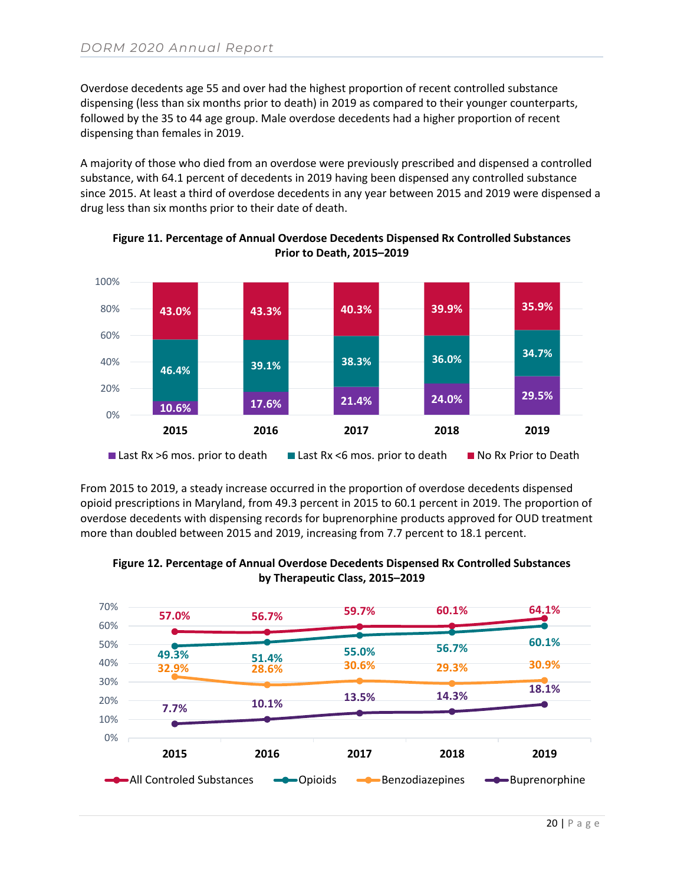Overdose decedents age 55 and over had the highest proportion of recent controlled substance dispensing (less than six months prior to death) in 2019 as compared to their younger counterparts, followed by the 35 to 44 age group. Male overdose decedents had a higher proportion of recent dispensing than females in 2019.

A majority of those who died from an overdose were previously prescribed and dispensed a controlled substance, with 64.1 percent of decedents in 2019 having been dispensed any controlled substance since 2015. At least a third of overdose decedents in any year between 2015 and 2019 were dispensed a drug less than six months prior to their date of death.

**Figure 11. Percentage of Annual Overdose Decedents Dispensed Rx Controlled Substances Prior to Death, 2015–2019**

| | 2015 | 2016 | 2017 | 2018 | 2019 |
|---|---|---|---|---|---|
| No Rx Prior to Death | 43.0% | 43.3% | 40.3% | 39.9% | 35.9% |
| Last Rx <6 mos. prior to death | 46.4% | 39.1% | 38.3% | 36.0% | 34.7% |
| Last Rx >6 mos. prior to death | 10.6% | 17.6% | 21.4% | 24.0% | 29.5% |

From 2015 to 2019, a steady increase occurred in the proportion of overdose decedents dispensed opioid prescriptions in Maryland, from 49.3 percent in 2015 to 60.1 percent in 2019. The proportion of overdose decedents with dispensing records for buprenorphine products approved for OUD treatment more than doubled between 2015 and 2019, increasing from 7.7 percent to 18.1 percent.

**Figure 12. Percentage of Annual Overdose Decedents Dispensed Rx Controlled Substances by Therapeutic Class, 2015–2019**

| | 2015 | 2016 | 2017 | 2018 | 2019 |
|---|---|---|---|---|---|
| All Controled Substances | 57.0% | 56.7% | 59.7% | 60.1% | 64.1% |
| Opioids | 49.3% | 51.4% | 55.0% | 56.7% | 60.1% |
| Benzodiazepines | 32.9% | 28.6% | 30.6% | 29.3% | 30.9% |
| Buprenorphine | 7.7% | 10.1% | 13.5% | 14.3% | 18.1% |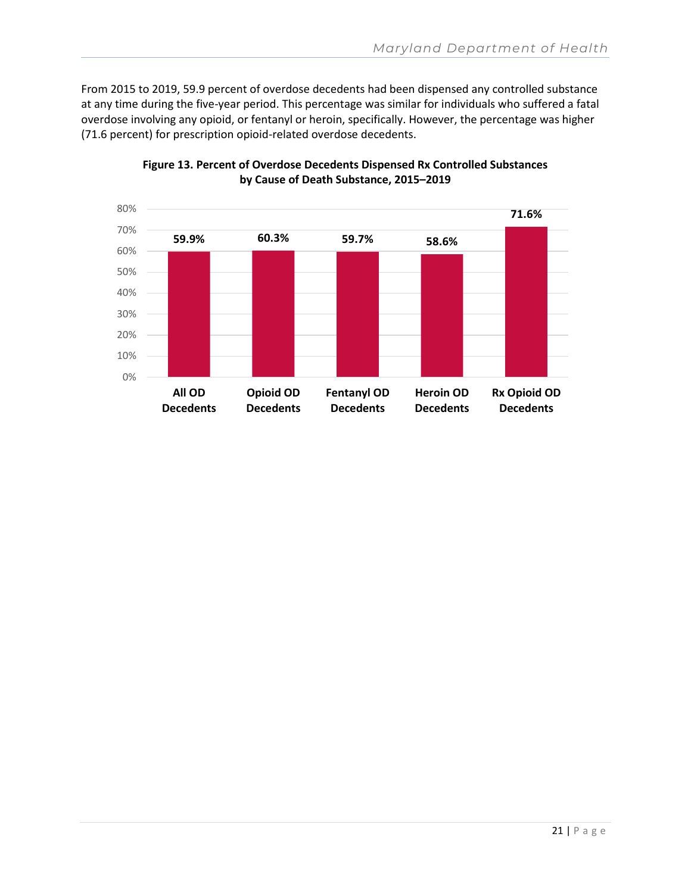From 2015 to 2019, 59.9 percent of overdose decedents had been dispensed any controlled substance at any time during the five-year period. This percentage was similar for individuals who suffered a fatal overdose involving any opioid, or fentanyl or heroin, specifically. However, the percentage was higher (71.6 percent) for prescription opioid-related overdose decedents.

**Figure 13. Percent of Overdose Decedents Dispensed Rx Controlled Substances by Cause of Death Substance, 2015–2019**

| Cause of Death Substance | Percent Dispensed Rx Controlled Substances |
|---|---|
| All OD Decedents | 59.9% |
| Opioid OD Decedents | 60.3% |
| Fentanyl OD Decedents | 59.7% |
| Heroin OD Decedents | 58.6% |
| Rx Opioid OD Decedents | 71.6% |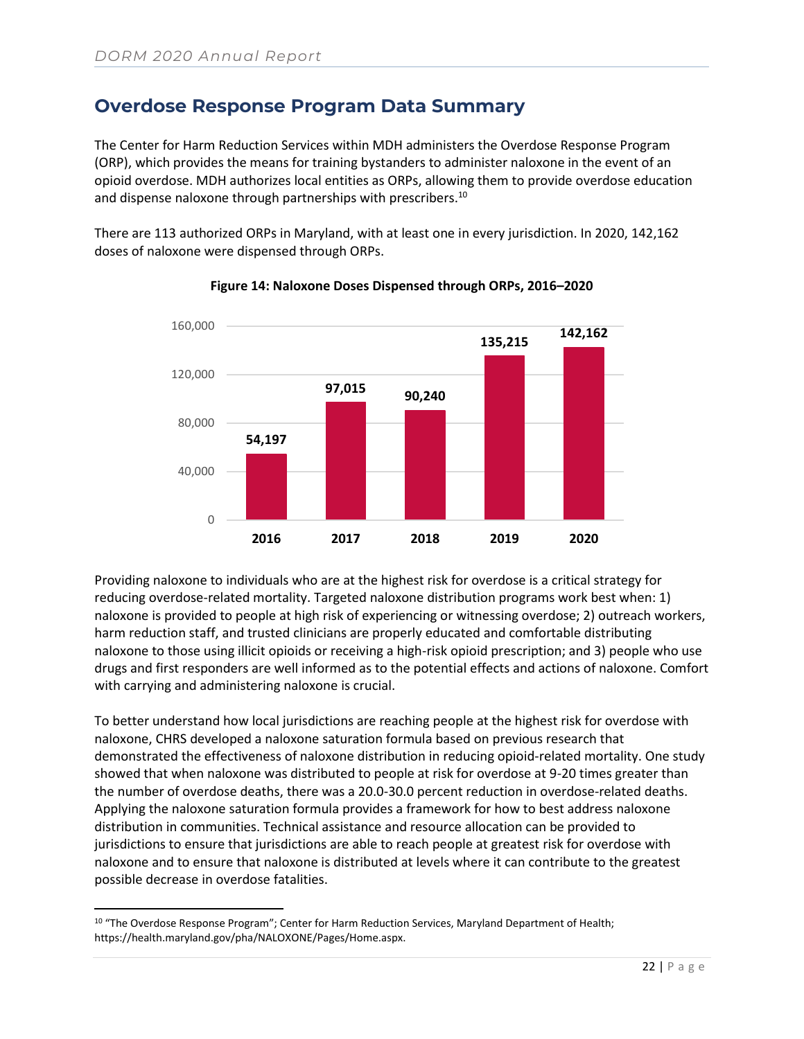## Overdose Response Program Data Summary

The Center for Harm Reduction Services within MDH administers the Overdose Response Program (ORP), which provides the means for training bystanders to administer naloxone in the event of an opioid overdose. MDH authorizes local entities as ORPs, allowing them to provide overdose education and dispense naloxone through partnerships with prescribers.[10]

There are 113 authorized ORPs in Maryland, with at least one in every jurisdiction. In 2020, 142,162 doses of naloxone were dispensed through ORPs.

**Figure 14: Naloxone Doses Dispensed through ORPs, 2016–2020**

| Year | Doses |
|---|---|
| 2016 | 54,197 |
| 2017 | 97,015 |
| 2018 | 90,240 |
| 2019 | 135,215 |
| 2020 | 142,162 |

Providing naloxone to individuals who are at the highest risk for overdose is a critical strategy for reducing overdose-related mortality. Targeted naloxone distribution programs work best when: 1) naloxone is provided to people at high risk of experiencing or witnessing overdose; 2) outreach workers, harm reduction staff, and trusted clinicians are properly educated and comfortable distributing naloxone to those using illicit opioids or receiving a high-risk opioid prescription; and 3) people who use drugs and first responders are well informed as to the potential effects and actions of naloxone. Comfort with carrying and administering naloxone is crucial.

To better understand how local jurisdictions are reaching people at the highest risk for overdose with naloxone, CHRS developed a naloxone saturation formula based on previous research that demonstrated the effectiveness of naloxone distribution in reducing opioid-related mortality. One study showed that when naloxone was distributed to people at risk for overdose at 9-20 times greater than the number of overdose deaths, there was a 20.0-30.0 percent reduction in overdose-related deaths. Applying the naloxone saturation formula provides a framework for how to best address naloxone distribution in communities. Technical assistance and resource allocation can be provided to jurisdictions to ensure that jurisdictions are able to reach people at greatest risk for overdose with naloxone and to ensure that naloxone is distributed at levels where it can contribute to the greatest possible decrease in overdose fatalities.

---

[10] "The Overdose Response Program"; Center for Harm Reduction Services, Maryland Department of Health; https://health.maryland.gov/pha/NALOXONE/Pages/Home.aspx.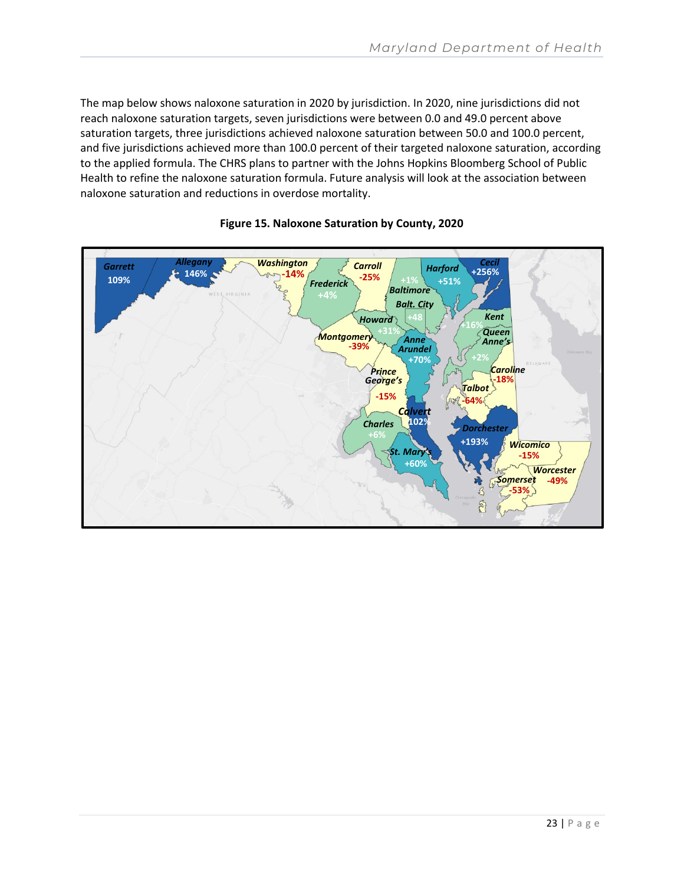The map below shows naloxone saturation in 2020 by jurisdiction. In 2020, nine jurisdictions did not reach naloxone saturation targets, seven jurisdictions were between 0.0 and 49.0 percent above saturation targets, three jurisdictions achieved naloxone saturation between 50.0 and 100.0 percent, and five jurisdictions achieved more than 100.0 percent of their targeted naloxone saturation, according to the applied formula. The CHRS plans to partner with the Johns Hopkins Bloomberg School of Public Health to refine the naloxone saturation formula. Future analysis will look at the association between naloxone saturation and reductions in overdose mortality.

**Figure 15. Naloxone Saturation by County, 2020**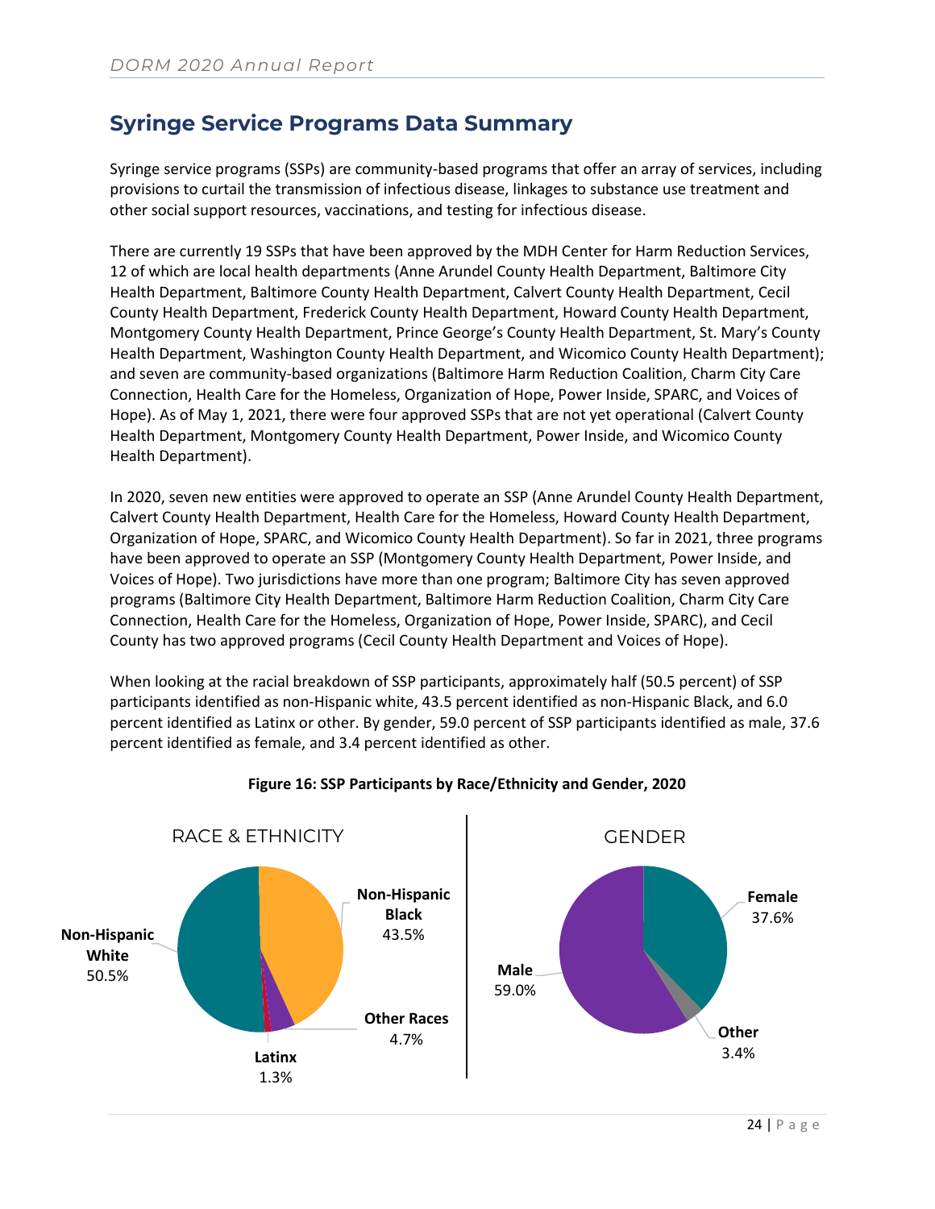## Syringe Service Programs Data Summary

Syringe service programs (SSPs) are community-based programs that offer an array of services, including provisions to curtail the transmission of infectious disease, linkages to substance use treatment and other social support resources, vaccinations, and testing for infectious disease.

There are currently 19 SSPs that have been approved by the MDH Center for Harm Reduction Services, 12 of which are local health departments (Anne Arundel County Health Department, Baltimore City Health Department, Baltimore County Health Department, Calvert County Health Department, Cecil County Health Department, Frederick County Health Department, Howard County Health Department, Montgomery County Health Department, Prince George's County Health Department, St. Mary's County Health Department, Washington County Health Department, and Wicomico County Health Department); and seven are community-based organizations (Baltimore Harm Reduction Coalition, Charm City Care Connection, Health Care for the Homeless, Organization of Hope, Power Inside, SPARC, and Voices of Hope). As of May 1, 2021, there were four approved SSPs that are not yet operational (Calvert County Health Department, Montgomery County Health Department, Power Inside, and Wicomico County Health Department).

In 2020, seven new entities were approved to operate an SSP (Anne Arundel County Health Department, Calvert County Health Department, Health Care for the Homeless, Howard County Health Department, Organization of Hope, SPARC, and Wicomico County Health Department). So far in 2021, three programs have been approved to operate an SSP (Montgomery County Health Department, Power Inside, and Voices of Hope). Two jurisdictions have more than one program; Baltimore City has seven approved programs (Baltimore City Health Department, Baltimore Harm Reduction Coalition, Charm City Care Connection, Health Care for the Homeless, Organization of Hope, Power Inside, SPARC), and Cecil County has two approved programs (Cecil County Health Department and Voices of Hope).

When looking at the racial breakdown of SSP participants, approximately half (50.5 percent) of SSP participants identified as non-Hispanic white, 43.5 percent identified as non-Hispanic Black, and 6.0 percent identified as Latinx or other. By gender, 59.0 percent of SSP participants identified as male, 37.6 percent identified as female, and 3.4 percent identified as other.

**Figure 16: SSP Participants by Race/Ethnicity and Gender, 2020**

RACE & ETHNICITY

| Race & Ethnicity | Percent |
|---|---|
| Non-Hispanic White | 50.5% |
| Non-Hispanic Black | 43.5% |
| Other Races | 4.7% |
| Latinx | 1.3% |

GENDER

| Gender | Percent |
|---|---|
| Male | 59.0% |
| Female | 37.6% |
| Other | 3.4% |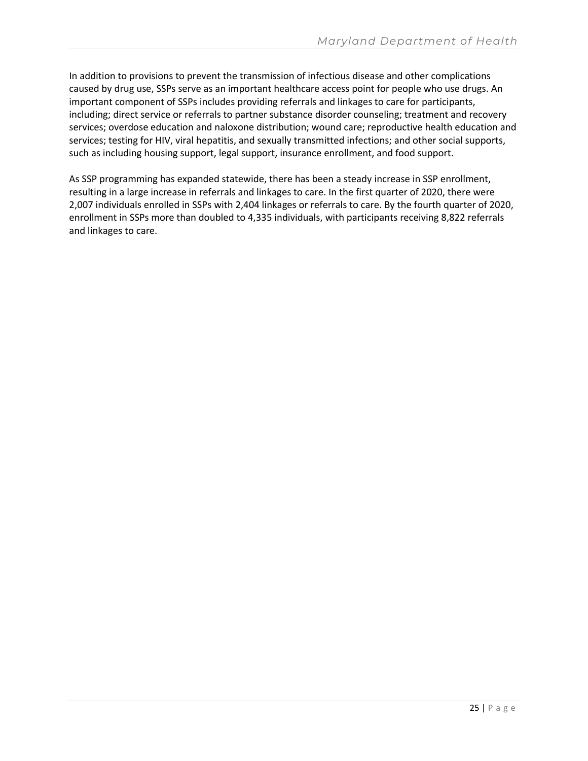In addition to provisions to prevent the transmission of infectious disease and other complications caused by drug use, SSPs serve as an important healthcare access point for people who use drugs. An important component of SSPs includes providing referrals and linkages to care for participants, including; direct service or referrals to partner substance disorder counseling; treatment and recovery services; overdose education and naloxone distribution; wound care; reproductive health education and services; testing for HIV, viral hepatitis, and sexually transmitted infections; and other social supports, such as including housing support, legal support, insurance enrollment, and food support.

As SSP programming has expanded statewide, there has been a steady increase in SSP enrollment, resulting in a large increase in referrals and linkages to care. In the first quarter of 2020, there were 2,007 individuals enrolled in SSPs with 2,404 linkages or referrals to care. By the fourth quarter of 2020, enrollment in SSPs more than doubled to 4,335 individuals, with participants receiving 8,822 referrals and linkages to care.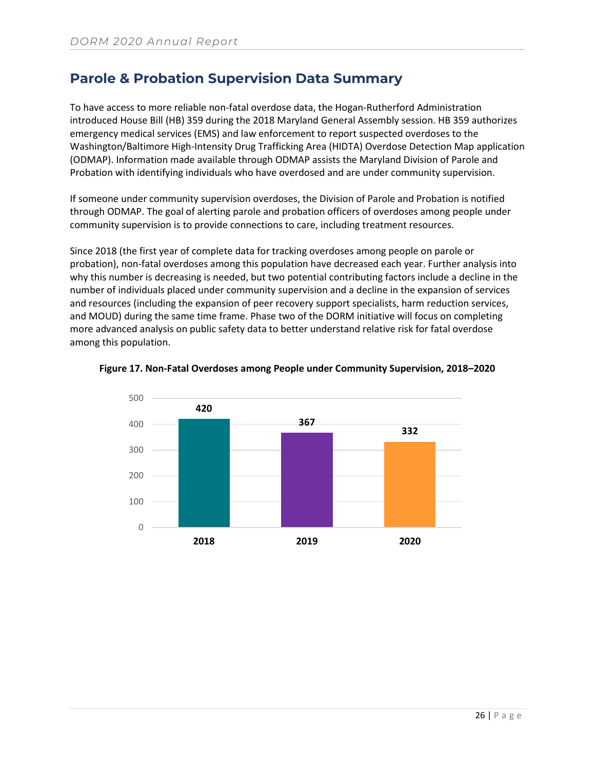## Parole & Probation Supervision Data Summary

To have access to more reliable non-fatal overdose data, the Hogan-Rutherford Administration introduced House Bill (HB) 359 during the 2018 Maryland General Assembly session. HB 359 authorizes emergency medical services (EMS) and law enforcement to report suspected overdoses to the Washington/Baltimore High-Intensity Drug Trafficking Area (HIDTA) Overdose Detection Map application (ODMAP). Information made available through ODMAP assists the Maryland Division of Parole and Probation with identifying individuals who have overdosed and are under community supervision.

If someone under community supervision overdoses, the Division of Parole and Probation is notified through ODMAP. The goal of alerting parole and probation officers of overdoses among people under community supervision is to provide connections to care, including treatment resources.

Since 2018 (the first year of complete data for tracking overdoses among people on parole or probation), non-fatal overdoses among this population have decreased each year. Further analysis into why this number is decreasing is needed, but two potential contributing factors include a decline in the number of individuals placed under community supervision and a decline in the expansion of services and resources (including the expansion of peer recovery support specialists, harm reduction services, and MOUD) during the same time frame. Phase two of the DORM initiative will focus on completing more advanced analysis on public safety data to better understand relative risk for fatal overdose among this population.

**Figure 17. Non-Fatal Overdoses among People under Community Supervision, 2018–2020**

| Year | Non-Fatal Overdoses |
|---|---|
| 2018 | 420 |
| 2019 | 367 |
| 2020 | 332 |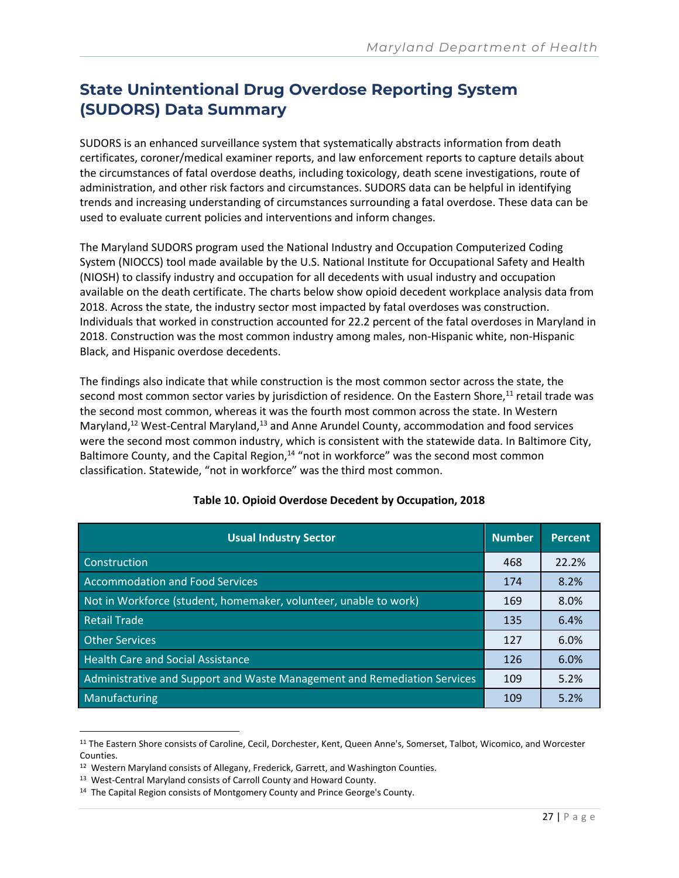# State Unintentional Drug Overdose Reporting System (SUDORS) Data Summary

SUDORS is an enhanced surveillance system that systematically abstracts information from death certificates, coroner/medical examiner reports, and law enforcement reports to capture details about the circumstances of fatal overdose deaths, including toxicology, death scene investigations, route of administration, and other risk factors and circumstances. SUDORS data can be helpful in identifying trends and increasing understanding of circumstances surrounding a fatal overdose. These data can be used to evaluate current policies and interventions and inform changes.

The Maryland SUDORS program used the National Industry and Occupation Computerized Coding System (NIOCCS) tool made available by the U.S. National Institute for Occupational Safety and Health (NIOSH) to classify industry and occupation for all decedents with usual industry and occupation available on the death certificate. The charts below show opioid decedent workplace analysis data from 2018. Across the state, the industry sector most impacted by fatal overdoses was construction. Individuals that worked in construction accounted for 22.2 percent of the fatal overdoses in Maryland in 2018. Construction was the most common industry among males, non-Hispanic white, non-Hispanic Black, and Hispanic overdose decedents.

The findings also indicate that while construction is the most common sector across the state, the second most common sector varies by jurisdiction of residence. On the Eastern Shore,[11] retail trade was the second most common, whereas it was the fourth most common across the state. In Western Maryland,[12] West-Central Maryland,[13] and Anne Arundel County, accommodation and food services were the second most common industry, which is consistent with the statewide data. In Baltimore City, Baltimore County, and the Capital Region,[14] "not in workforce" was the second most common classification. Statewide, "not in workforce" was the third most common.

**Table 10. Opioid Overdose Decedent by Occupation, 2018**

| Usual Industry Sector | Number | Percent |
|---|---|---|
| Construction | 468 | 22.2% |
| Accommodation and Food Services | 174 | 8.2% |
| Not in Workforce (student, homemaker, volunteer, unable to work) | 169 | 8.0% |
| Retail Trade | 135 | 6.4% |
| Other Services | 127 | 6.0% |
| Health Care and Social Assistance | 126 | 6.0% |
| Administrative and Support and Waste Management and Remediation Services | 109 | 5.2% |
| Manufacturing | 109 | 5.2% |

[11] The Eastern Shore consists of Caroline, Cecil, Dorchester, Kent, Queen Anne's, Somerset, Talbot, Wicomico, and Worcester Counties.

[12] Western Maryland consists of Allegany, Frederick, Garrett, and Washington Counties.

[13] West-Central Maryland consists of Carroll County and Howard County.

[14] The Capital Region consists of Montgomery County and Prince George's County.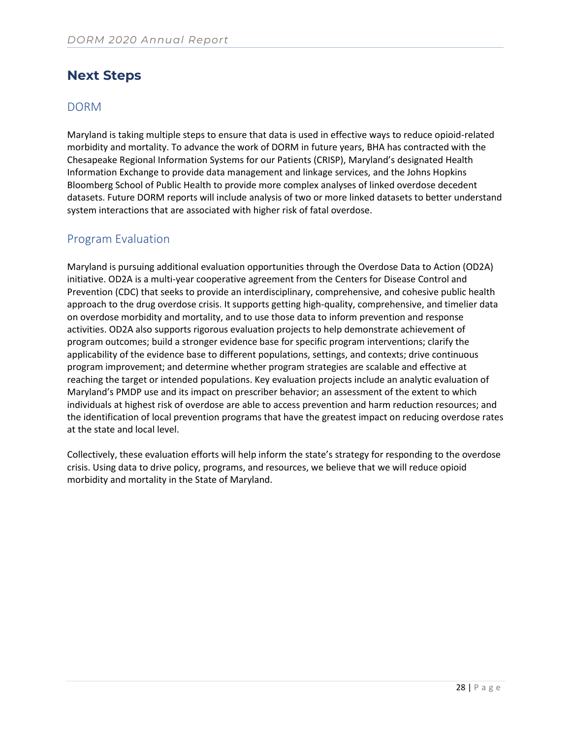# Next Steps

## DORM

Maryland is taking multiple steps to ensure that data is used in effective ways to reduce opioid-related morbidity and mortality. To advance the work of DORM in future years, BHA has contracted with the Chesapeake Regional Information Systems for our Patients (CRISP), Maryland's designated Health Information Exchange to provide data management and linkage services, and the Johns Hopkins Bloomberg School of Public Health to provide more complex analyses of linked overdose decedent datasets. Future DORM reports will include analysis of two or more linked datasets to better understand system interactions that are associated with higher risk of fatal overdose.

## Program Evaluation

Maryland is pursuing additional evaluation opportunities through the Overdose Data to Action (OD2A) initiative. OD2A is a multi-year cooperative agreement from the Centers for Disease Control and Prevention (CDC) that seeks to provide an interdisciplinary, comprehensive, and cohesive public health approach to the drug overdose crisis. It supports getting high-quality, comprehensive, and timelier data on overdose morbidity and mortality, and to use those data to inform prevention and response activities. OD2A also supports rigorous evaluation projects to help demonstrate achievement of program outcomes; build a stronger evidence base for specific program interventions; clarify the applicability of the evidence base to different populations, settings, and contexts; drive continuous program improvement; and determine whether program strategies are scalable and effective at reaching the target or intended populations. Key evaluation projects include an analytic evaluation of Maryland's PMDP use and its impact on prescriber behavior; an assessment of the extent to which individuals at highest risk of overdose are able to access prevention and harm reduction resources; and the identification of local prevention programs that have the greatest impact on reducing overdose rates at the state and local level.

Collectively, these evaluation efforts will help inform the state's strategy for responding to the overdose crisis. Using data to drive policy, programs, and resources, we believe that we will reduce opioid morbidity and mortality in the State of Maryland.